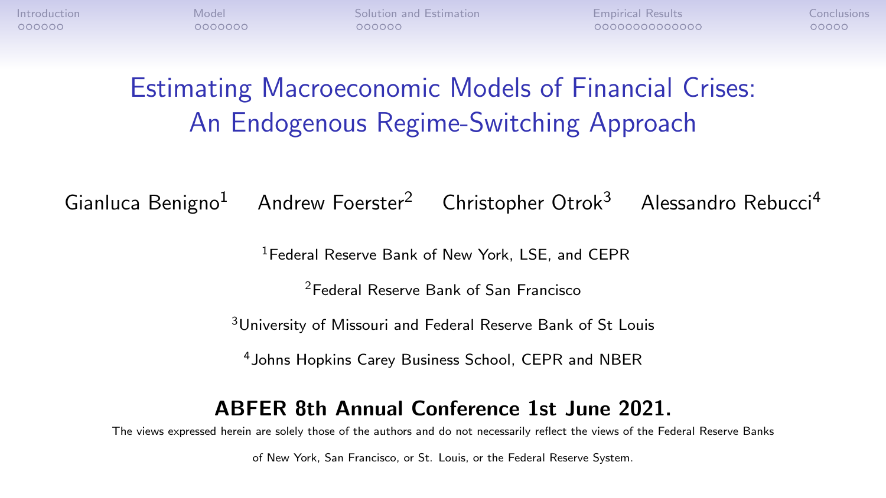# Estimating Macroeconomic Models of Financial Crises: An Endogenous Regime-Switching Approach

Gianluca Benigno[1] Andrew Foerster[2] Christopher Otrok[3] Alessandro Rebucci[4]

[1]Federal Reserve Bank of New York, LSE, and CEPR

[2]Federal Reserve Bank of San Francisco

[3]University of Missouri and Federal Reserve Bank of St Louis

[4]Johns Hopkins Carey Business School, CEPR and NBER

**ABFER 8th Annual Conference 1st June 2021.**

The views expressed herein are solely those of the authors and do not necessarily reflect the views of the Federal Reserve Banks of New York, San Francisco, or St. Louis, or the Federal Reserve System.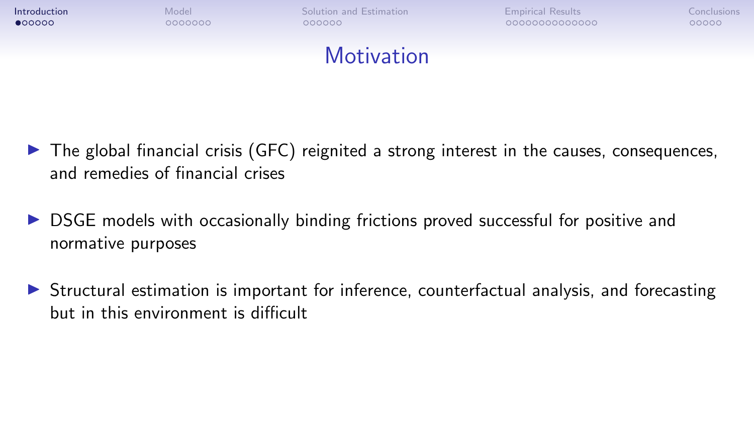# Motivation

- The global financial crisis (GFC) reignited a strong interest in the causes, consequences, and remedies of financial crises
- DSGE models with occasionally binding frictions proved successful for positive and normative purposes
- Structural estimation is important for inference, counterfactual analysis, and forecasting but in this environment is difficult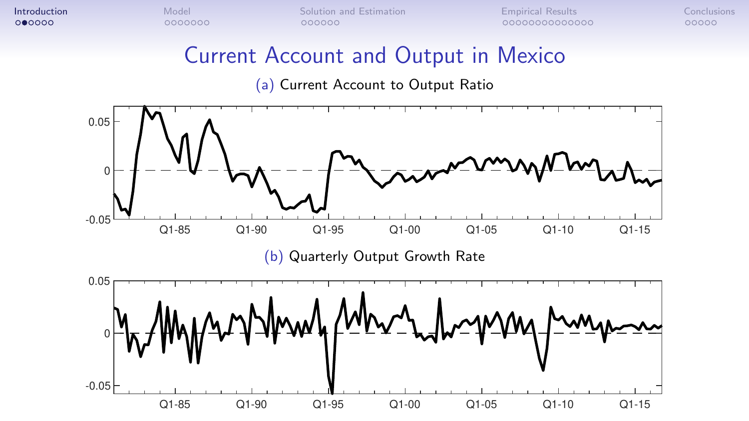# Current Account and Output in Mexico

(a) Current Account to Output Ratio

(b) Quarterly Output Growth Rate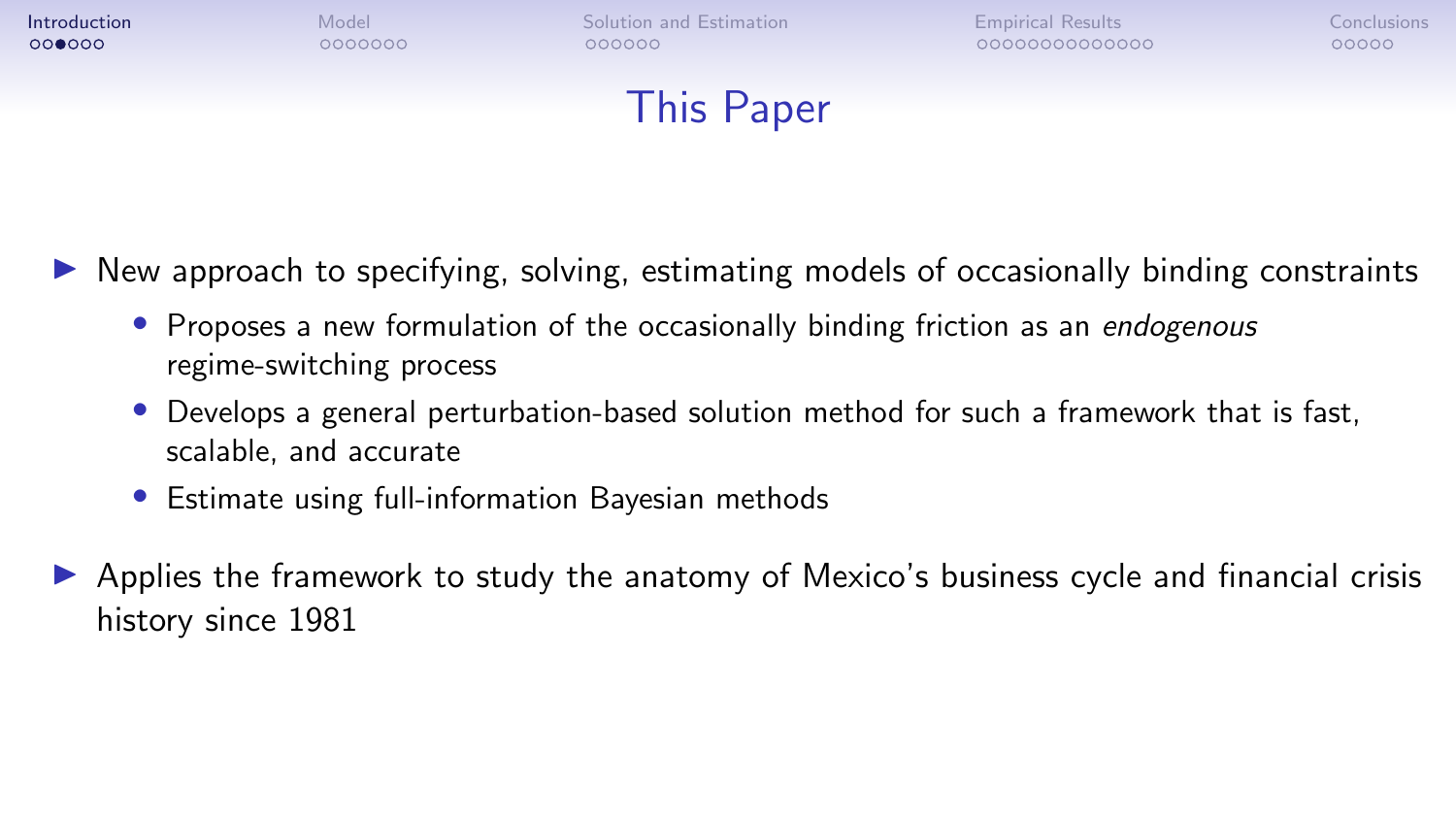# This Paper

- New approach to specifying, solving, estimating models of occasionally binding constraints
  - Proposes a new formulation of the occasionally binding friction as an *endogenous* regime-switching process
  - Develops a general perturbation-based solution method for such a framework that is fast, scalable, and accurate
  - Estimate using full-information Bayesian methods
- Applies the framework to study the anatomy of Mexico's business cycle and financial crisis history since 1981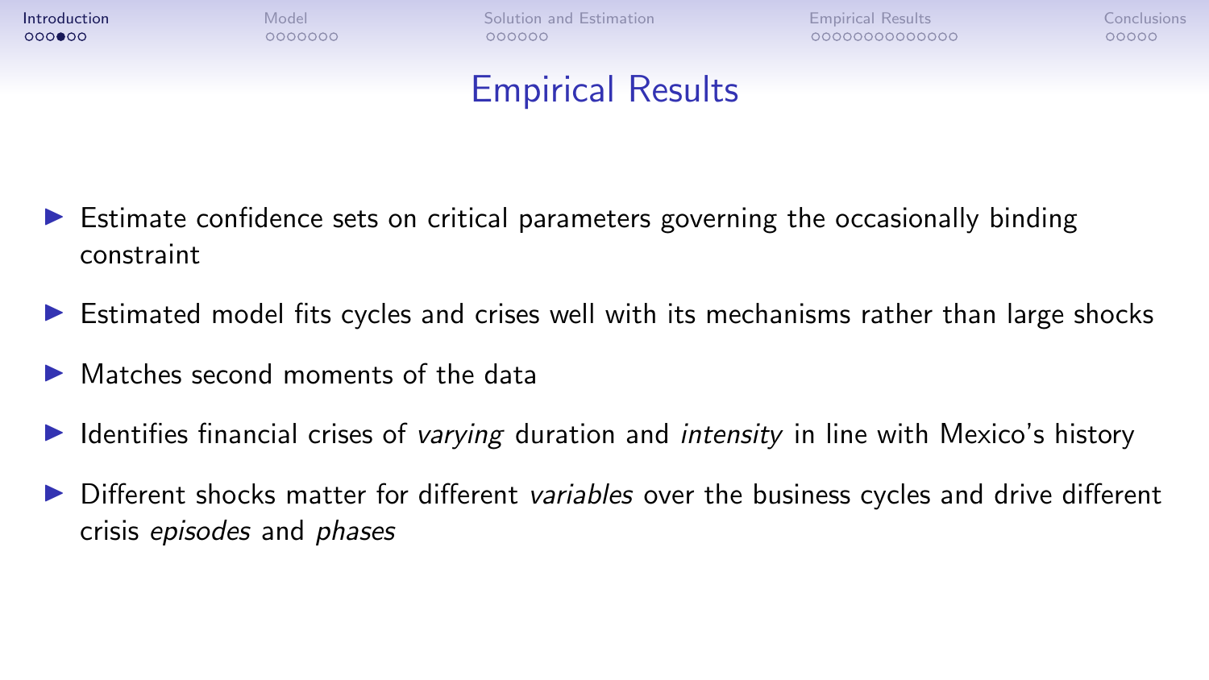# Empirical Results

- Estimate confidence sets on critical parameters governing the occasionally binding constraint
- Estimated model fits cycles and crises well with its mechanisms rather than large shocks
- Matches second moments of the data
- Identifies financial crises of *varying* duration and *intensity* in line with Mexico's history
- Different shocks matter for different *variables* over the business cycles and drive different crisis *episodes* and *phases*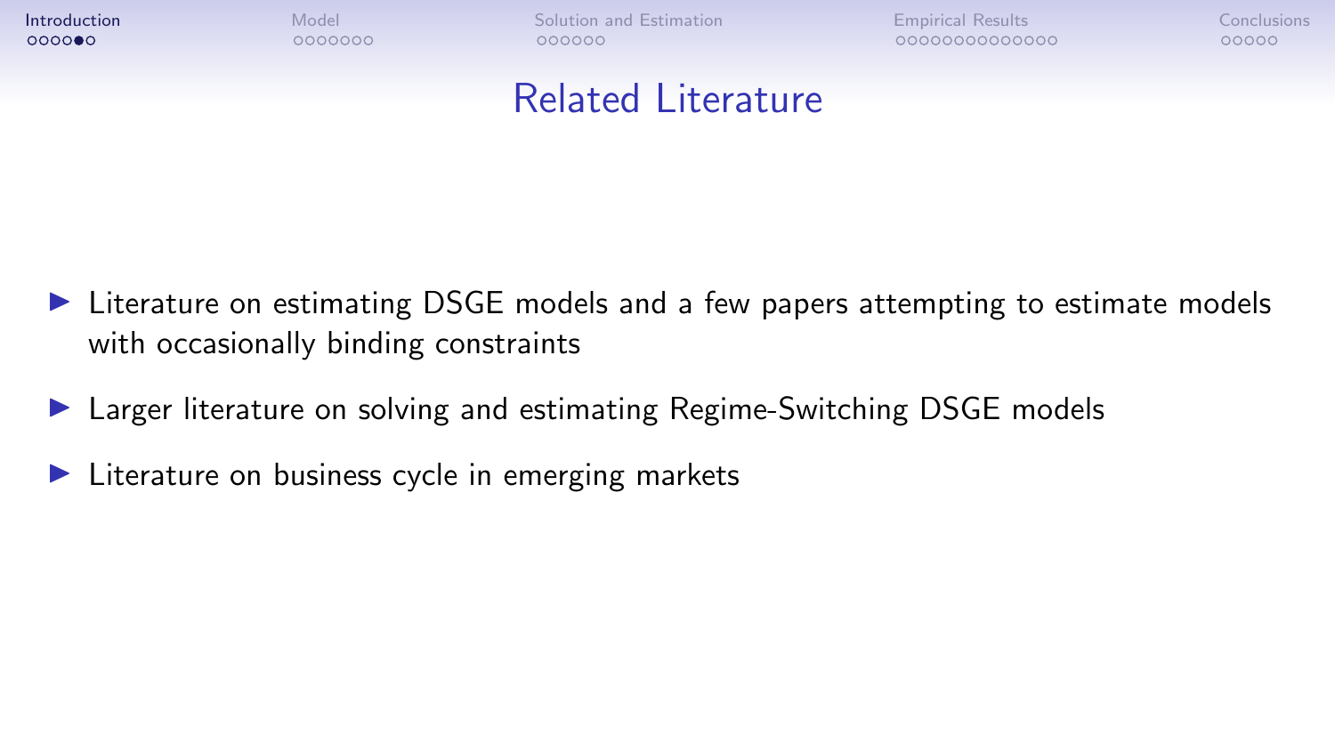# Related Literature

- Literature on estimating DSGE models and a few papers attempting to estimate models with occasionally binding constraints
- Larger literature on solving and estimating Regime-Switching DSGE models
- Literature on business cycle in emerging markets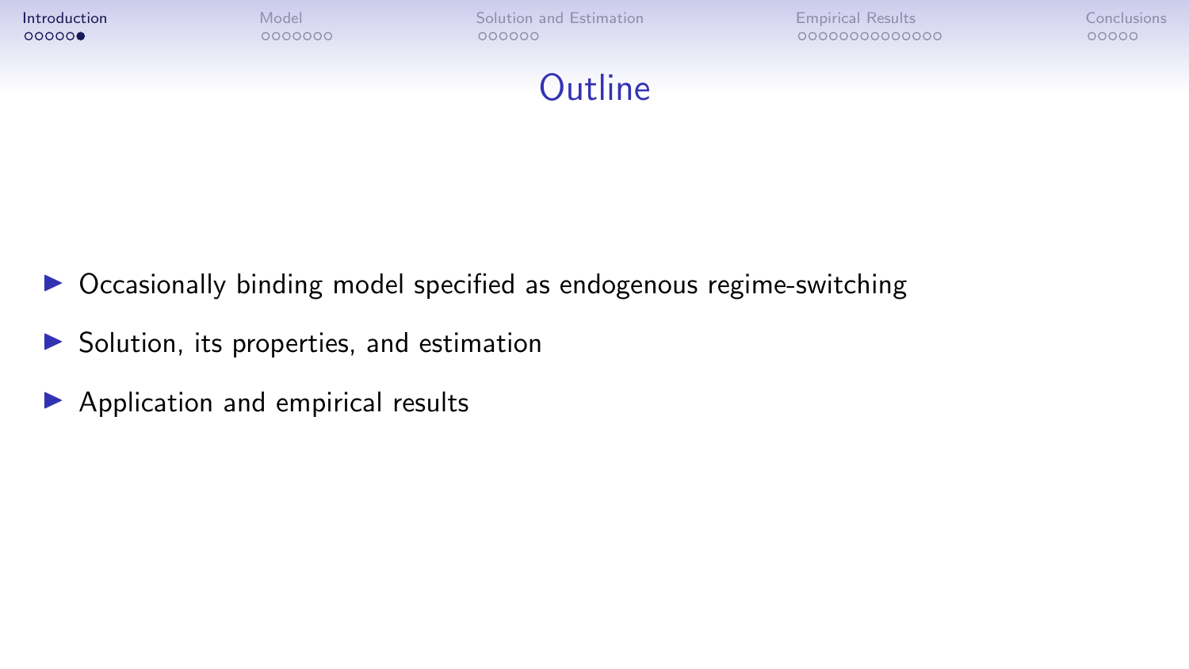# Outline

- Occasionally binding model specified as endogenous regime-switching
- Solution, its properties, and estimation
- Application and empirical results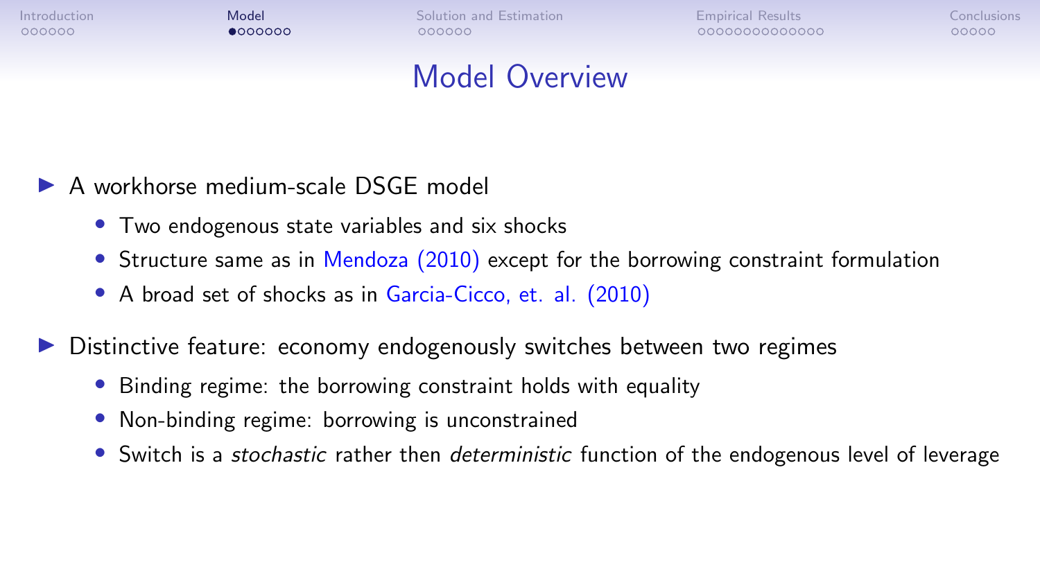# Model Overview

- A workhorse medium-scale DSGE model
  - Two endogenous state variables and six shocks
  - Structure same as in Mendoza (2010) except for the borrowing constraint formulation
  - A broad set of shocks as in Garcia-Cicco, et. al. (2010)
- Distinctive feature: economy endogenously switches between two regimes
  - Binding regime: the borrowing constraint holds with equality
  - Non-binding regime: borrowing is unconstrained
  - Switch is a *stochastic* rather then *deterministic* function of the endogenous level of leverage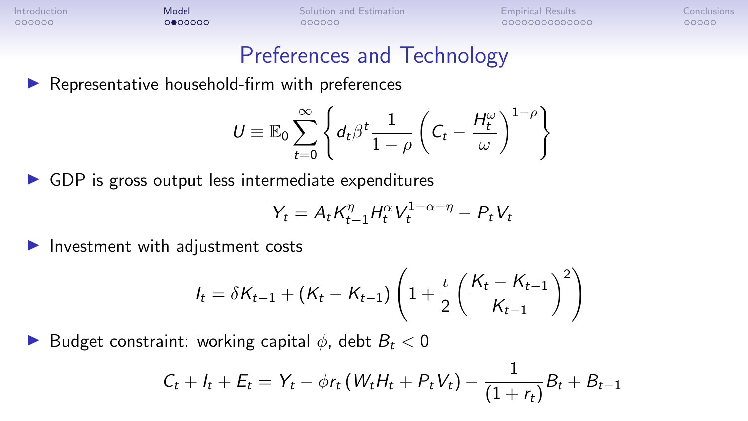## Preferences and Technology

- Representative household-firm with preferences

$$U \equiv \mathbb{E}_0 \sum_{t=0}^{\infty} \left\{ d_t \beta^t \frac{1}{1-\rho} \left( C_t - \frac{H_t^{\omega}}{\omega} \right)^{1-\rho} \right\}$$

- GDP is gross output less intermediate expenditures

$$Y_t = A_t K_{t-1}^{\eta} H_t^{\alpha} V_t^{1-\alpha-\eta} - P_t V_t$$

- Investment with adjustment costs

$$I_t = \delta K_{t-1} + (K_t - K_{t-1}) \left( 1 + \frac{\iota}{2} \left( \frac{K_t - K_{t-1}}{K_{t-1}} \right)^2 \right)$$

- Budget constraint: working capital $\phi$, debt $B_t < 0$

$$C_t + I_t + E_t = Y_t - \phi r_t \left( W_t H_t + P_t V_t \right) - \frac{1}{(1+r_t)} B_t + B_{t-1}$$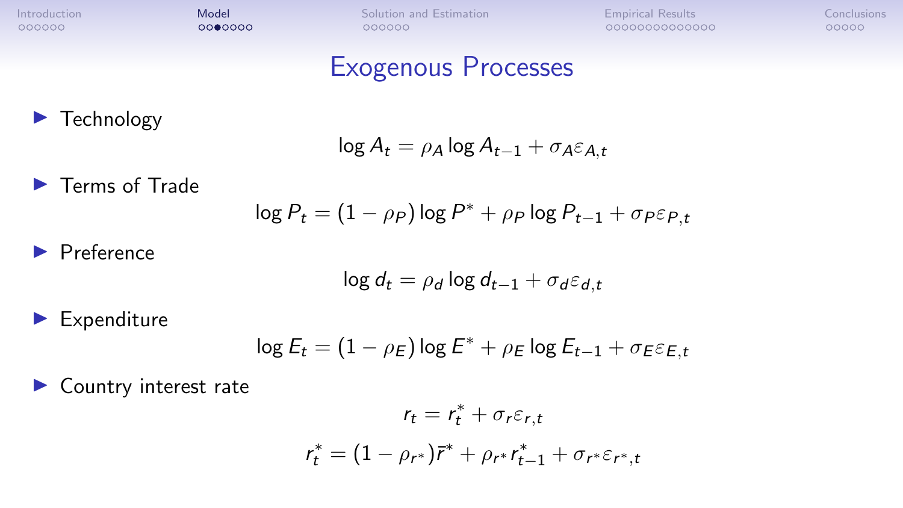# Exogenous Processes

- Technology

$$\log A_t = \rho_A \log A_{t-1} + \sigma_A \varepsilon_{A,t}$$

- Terms of Trade

$$\log P_t = (1 - \rho_P) \log P^* + \rho_P \log P_{t-1} + \sigma_P \varepsilon_{P,t}$$

- Preference

$$\log d_t = \rho_d \log d_{t-1} + \sigma_d \varepsilon_{d,t}$$

- Expenditure

$$\log E_t = (1 - \rho_E) \log E^* + \rho_E \log E_{t-1} + \sigma_E \varepsilon_{E,t}$$

- Country interest rate

$$r_t = r_t^* + \sigma_r \varepsilon_{r,t}$$

$$r_t^* = (1 - \rho_{r^*}) \bar{r}^* + \rho_{r^*} r_{t-1}^* + \sigma_{r^*} \varepsilon_{r^*,t}$$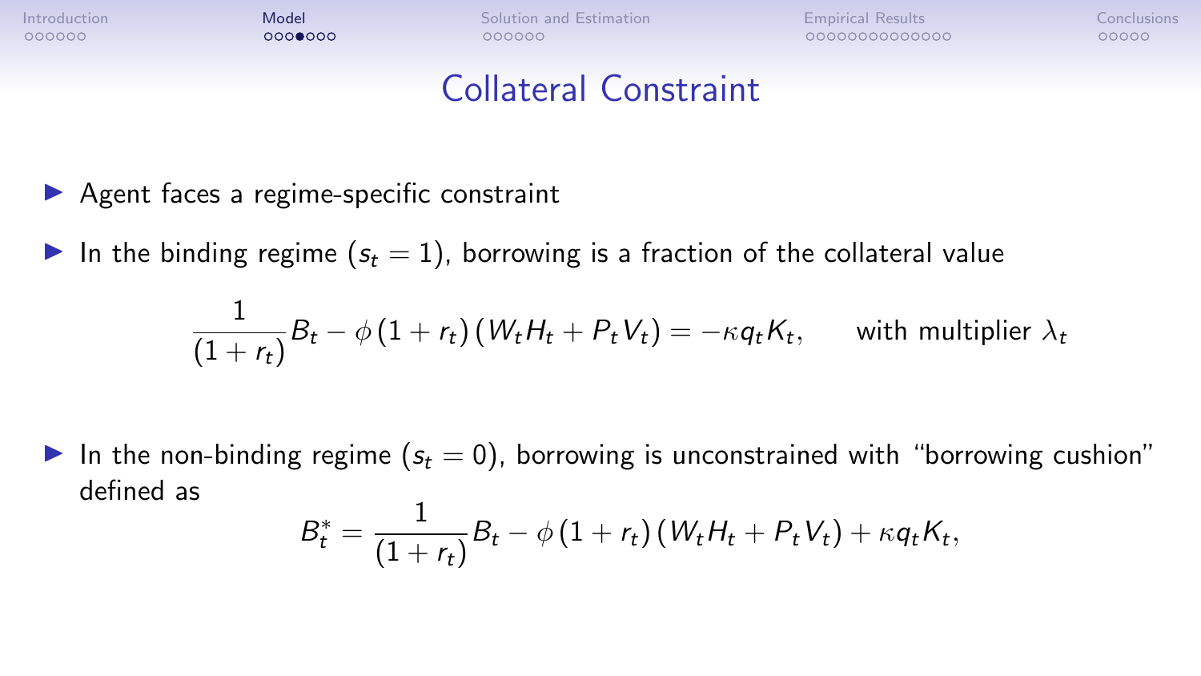# Collateral Constraint

- Agent faces a regime-specific constraint
- In the binding regime ($s_t = 1$), borrowing is a fraction of the collateral value

$$\frac{1}{(1+r_t)} B_t - \phi (1+r_t) (W_t H_t + P_t V_t) = -\kappa q_t K_t, \qquad \text{with multiplier } \lambda_t$$

- In the non-binding regime ($s_t = 0$), borrowing is unconstrained with "borrowing cushion" defined as

$$B_t^* = \frac{1}{(1+r_t)} B_t - \phi (1+r_t) (W_t H_t + P_t V_t) + \kappa q_t K_t,$$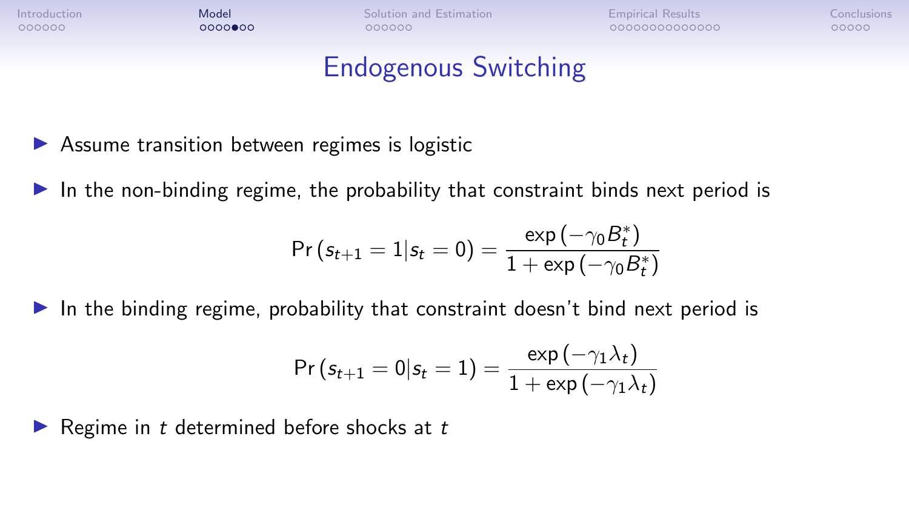# Endogenous Switching

- Assume transition between regimes is logistic
- In the non-binding regime, the probability that constraint binds next period is

$$\Pr(s_{t+1} = 1 | s_t = 0) = \frac{\exp(-\gamma_0 B_t^*)}{1 + \exp(-\gamma_0 B_t^*)}$$

- In the binding regime, probability that constraint doesn't bind next period is

$$\Pr(s_{t+1} = 0 | s_t = 1) = \frac{\exp(-\gamma_1 \lambda_t)}{1 + \exp(-\gamma_1 \lambda_t)}$$

- Regime in $t$ determined before shocks at $t$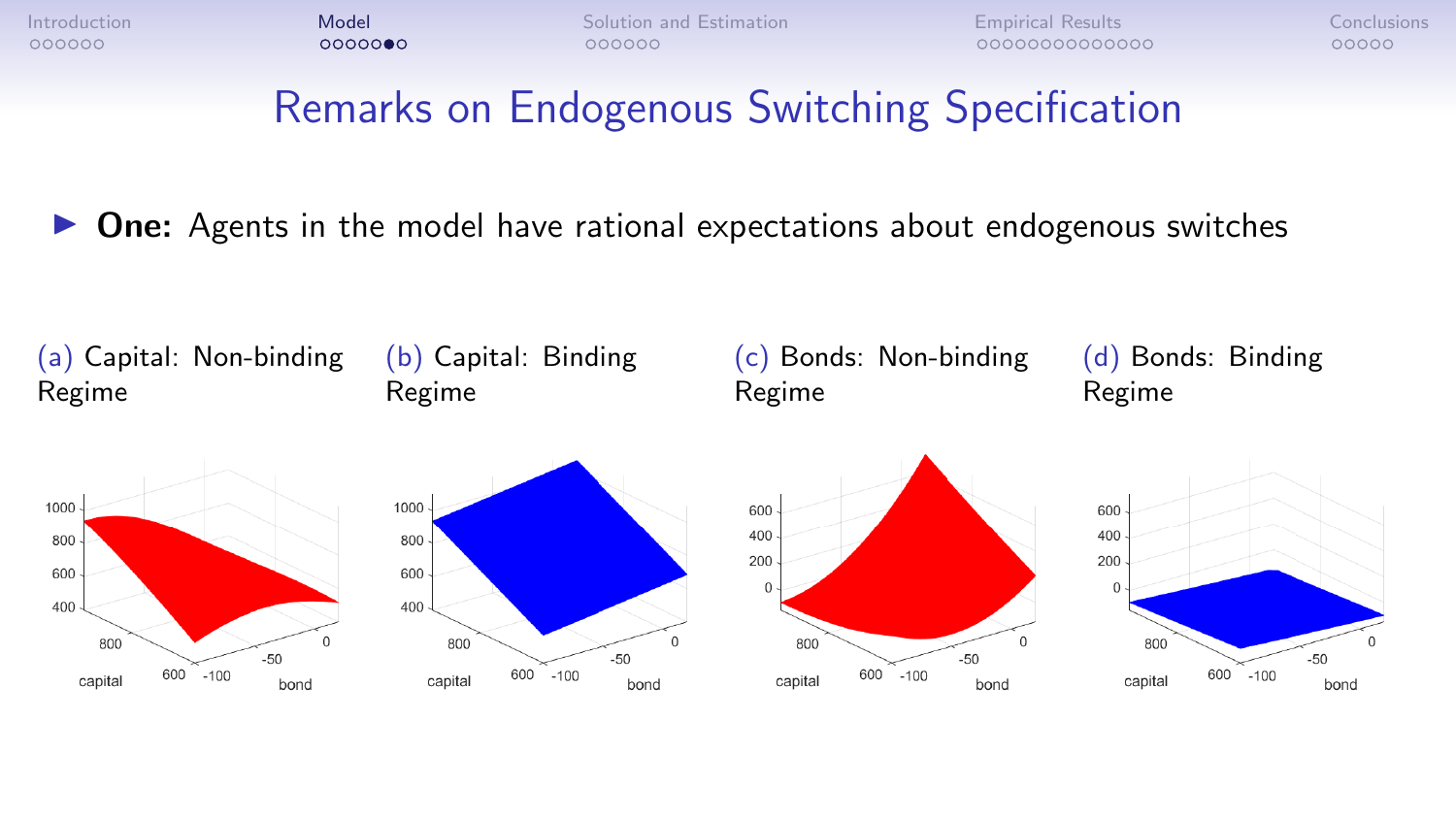# Remarks on Endogenous Switching Specification

- **One:** Agents in the model have rational expectations about endogenous switches

(a) Capital: Non-binding Regime

(b) Capital: Binding Regime

(c) Bonds: Non-binding Regime

(d) Bonds: Binding Regime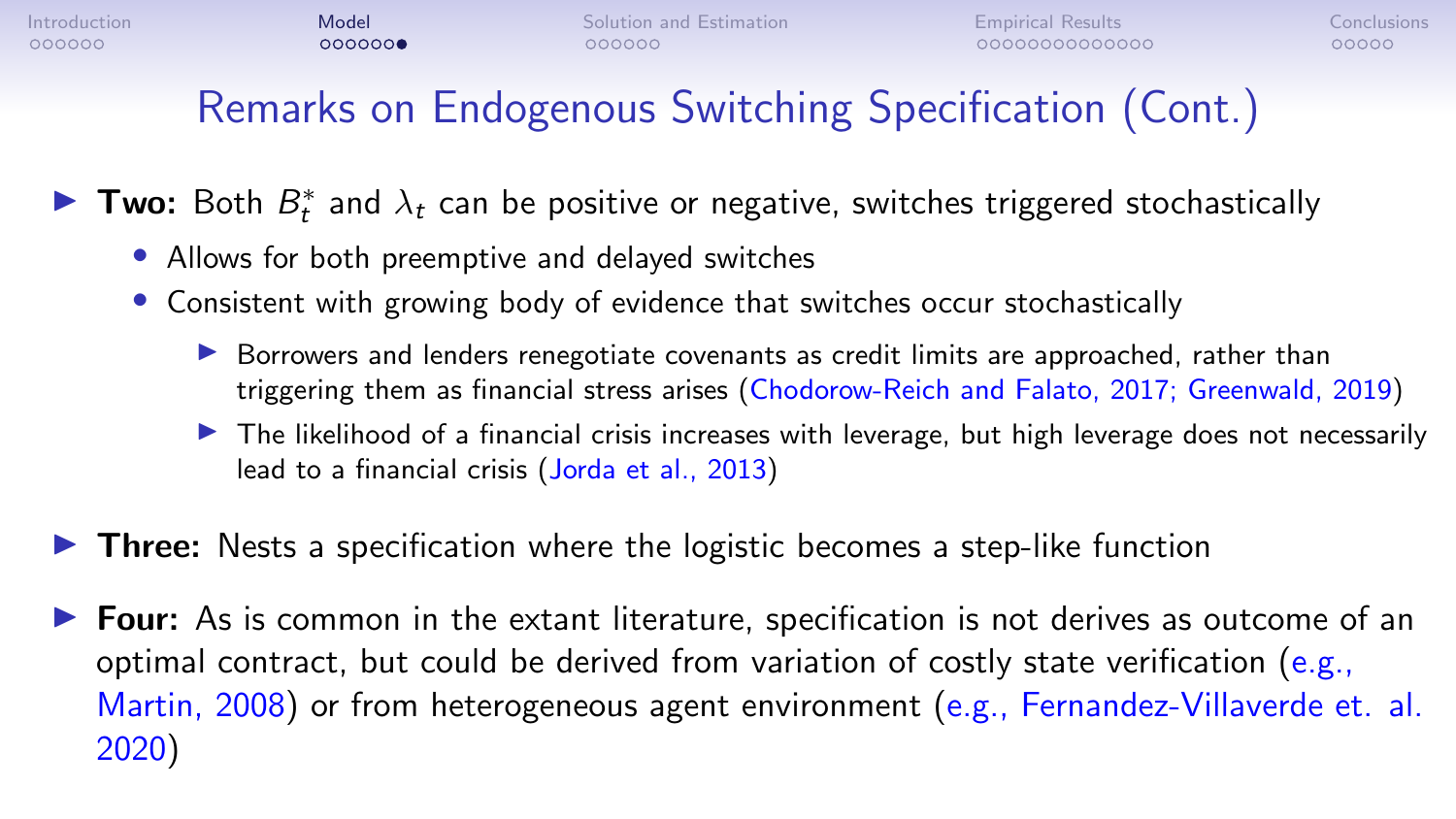# Remarks on Endogenous Switching Specification (Cont.)

- **Two:** Both $B_t^*$ and $\lambda_t$ can be positive or negative, switches triggered stochastically
  - Allows for both preemptive and delayed switches
  - Consistent with growing body of evidence that switches occur stochastically
    - Borrowers and lenders renegotiate covenants as credit limits are approached, rather than triggering them as financial stress arises (Chodorow-Reich and Falato, 2017; Greenwald, 2019)
    - The likelihood of a financial crisis increases with leverage, but high leverage does not necessarily lead to a financial crisis (Jorda et al., 2013)
- **Three:** Nests a specification where the logistic becomes a step-like function
- **Four:** As is common in the extant literature, specification is not derives as outcome of an optimal contract, but could be derived from variation of costly state verification (e.g., Martin, 2008) or from heterogeneous agent environment (e.g., Fernandez-Villaverde et. al. 2020)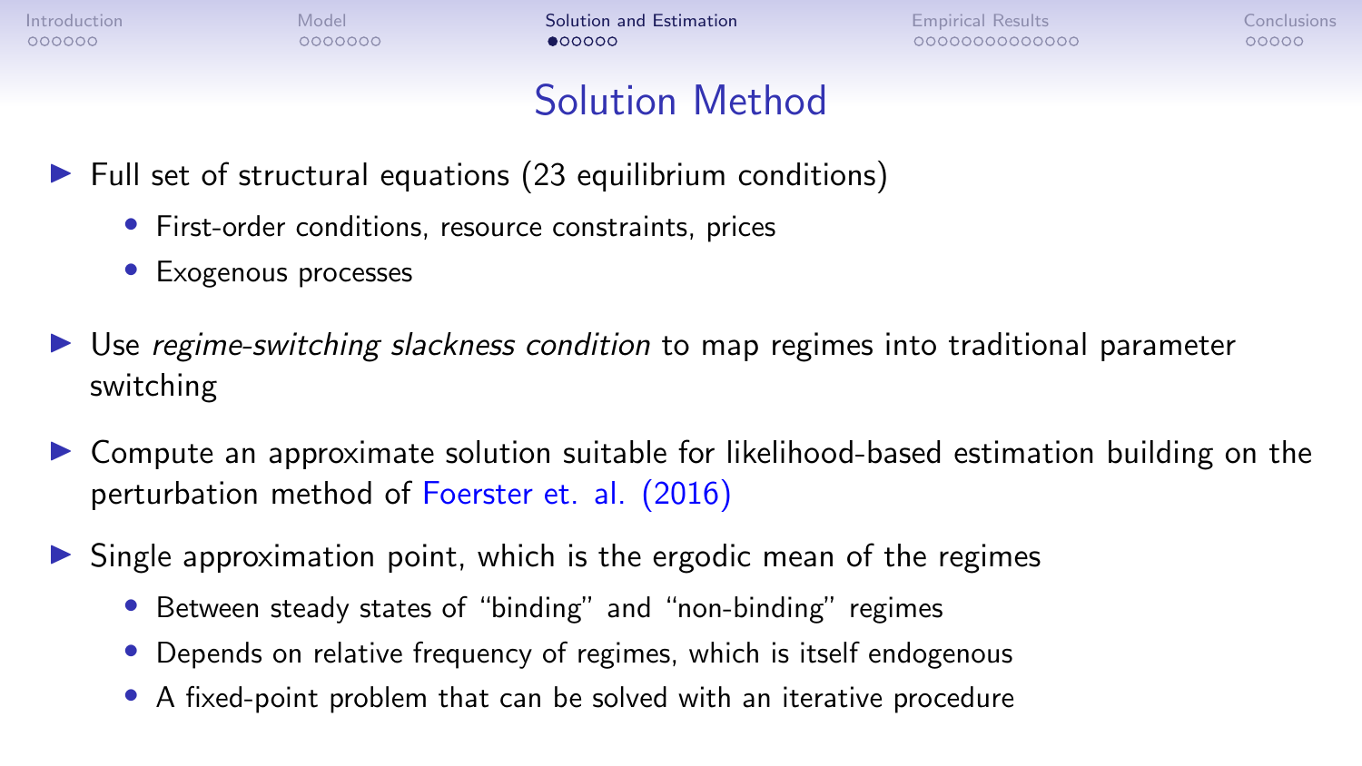# Solution Method

- Full set of structural equations (23 equilibrium conditions)
  - First-order conditions, resource constraints, prices
  - Exogenous processes
- Use *regime-switching slackness condition* to map regimes into traditional parameter switching
- Compute an approximate solution suitable for likelihood-based estimation building on the perturbation method of Foerster et. al. (2016)
- Single approximation point, which is the ergodic mean of the regimes
  - Between steady states of "binding" and "non-binding" regimes
  - Depends on relative frequency of regimes, which is itself endogenous
  - A fixed-point problem that can be solved with an iterative procedure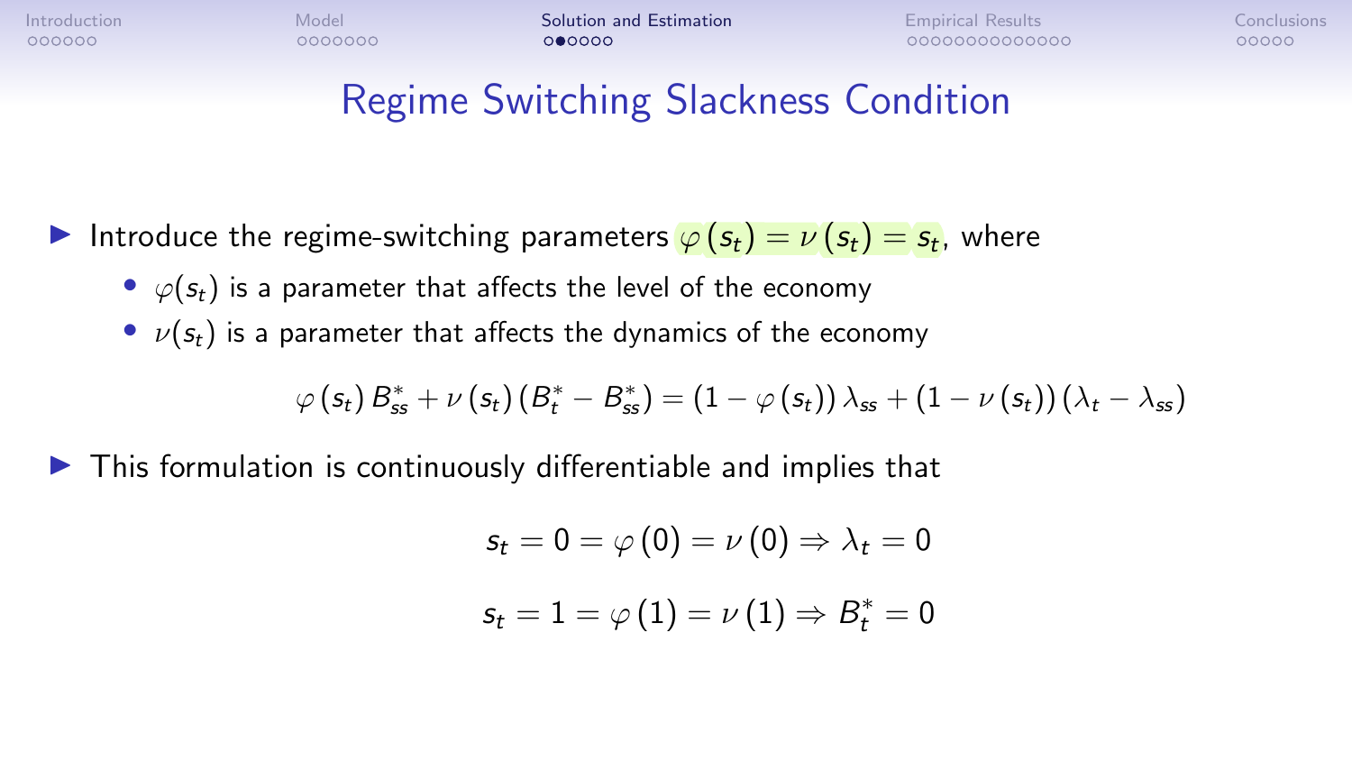# Regime Switching Slackness Condition

- Introduce the regime-switching parameters $\varphi(s_t) = \nu(s_t) = s_t$, where
  - $\varphi(s_t)$ is a parameter that affects the level of the economy
  - $\nu(s_t)$ is a parameter that affects the dynamics of the economy

$$\varphi(s_t) B^*_{ss} + \nu(s_t)(B^*_t - B^*_{ss}) = (1 - \varphi(s_t))\lambda_{ss} + (1 - \nu(s_t))(\lambda_t - \lambda_{ss})$$

- This formulation is continuously differentiable and implies that

$$s_t = 0 = \varphi(0) = \nu(0) \Rightarrow \lambda_t = 0$$

$$s_t = 1 = \varphi(1) = \nu(1) \Rightarrow B^*_t = 0$$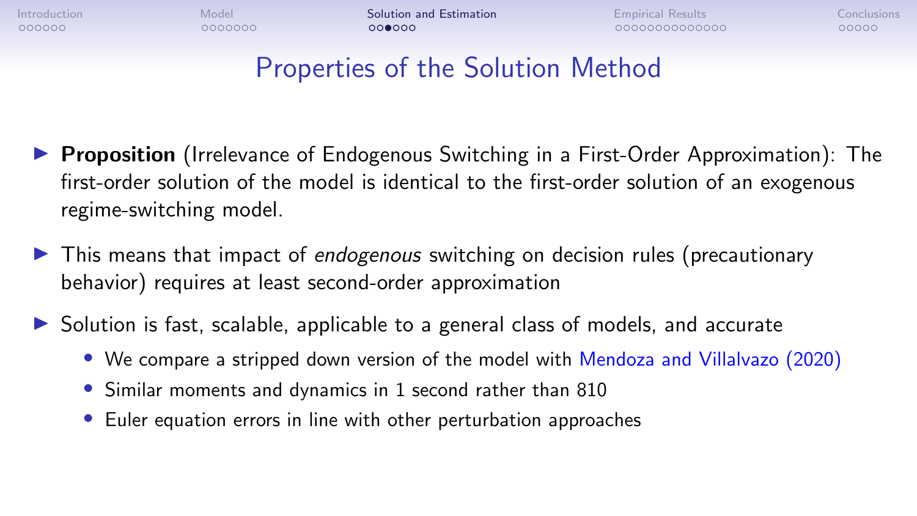# Properties of the Solution Method

- **Proposition** (Irrelevance of Endogenous Switching in a First-Order Approximation): The first-order solution of the model is identical to the first-order solution of an exogenous regime-switching model.
- This means that impact of *endogenous* switching on decision rules (precautionary behavior) requires at least second-order approximation
- Solution is fast, scalable, applicable to a general class of models, and accurate
  - We compare a stripped down version of the model with Mendoza and Villalvazo (2020)
  - Similar moments and dynamics in 1 second rather than 810
  - Euler equation errors in line with other perturbation approaches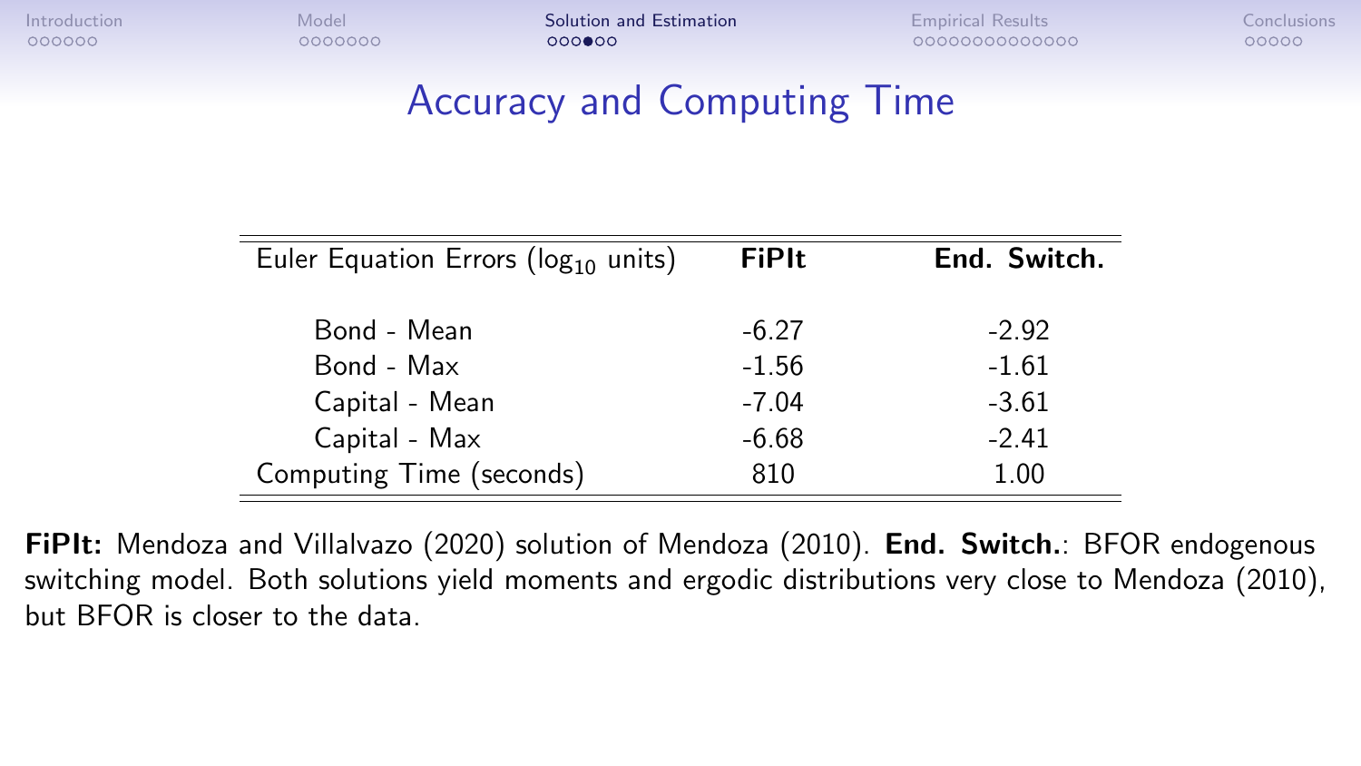# Accuracy and Computing Time

| Euler Equation Errors ($\log_{10}$ units) | **FiPIt** | **End. Switch.** |
|---|---|---|
| Bond - Mean | -6.27 | -2.92 |
| Bond - Max | -1.56 | -1.61 |
| Capital - Mean | -7.04 | -3.61 |
| Capital - Max | -6.68 | -2.41 |
| Computing Time (seconds) | 810 | 1.00 |

**FiPIt:** Mendoza and Villalvazo (2020) solution of Mendoza (2010). **End. Switch.**: BFOR endogenous switching model. Both solutions yield moments and ergodic distributions very close to Mendoza (2010), but BFOR is closer to the data.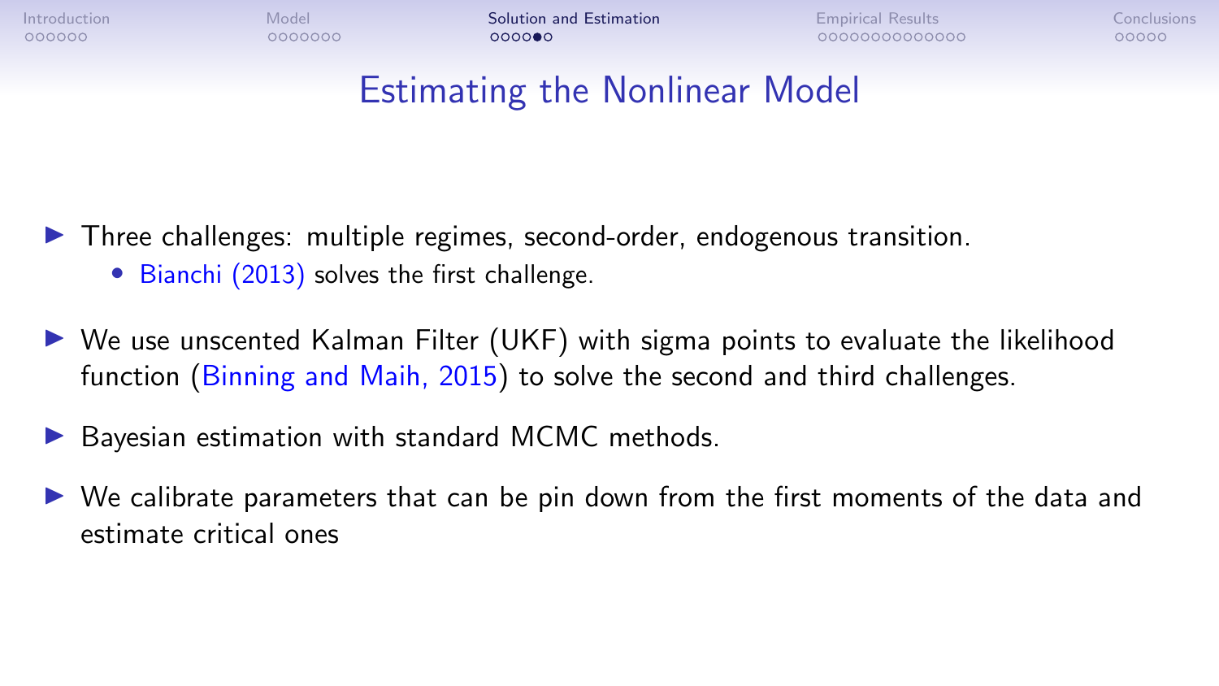# Estimating the Nonlinear Model

- Three challenges: multiple regimes, second-order, endogenous transition.
  - Bianchi (2013) solves the first challenge.
- We use unscented Kalman Filter (UKF) with sigma points to evaluate the likelihood function (Binning and Maih, 2015) to solve the second and third challenges.
- Bayesian estimation with standard MCMC methods.
- We calibrate parameters that can be pin down from the first moments of the data and estimate critical ones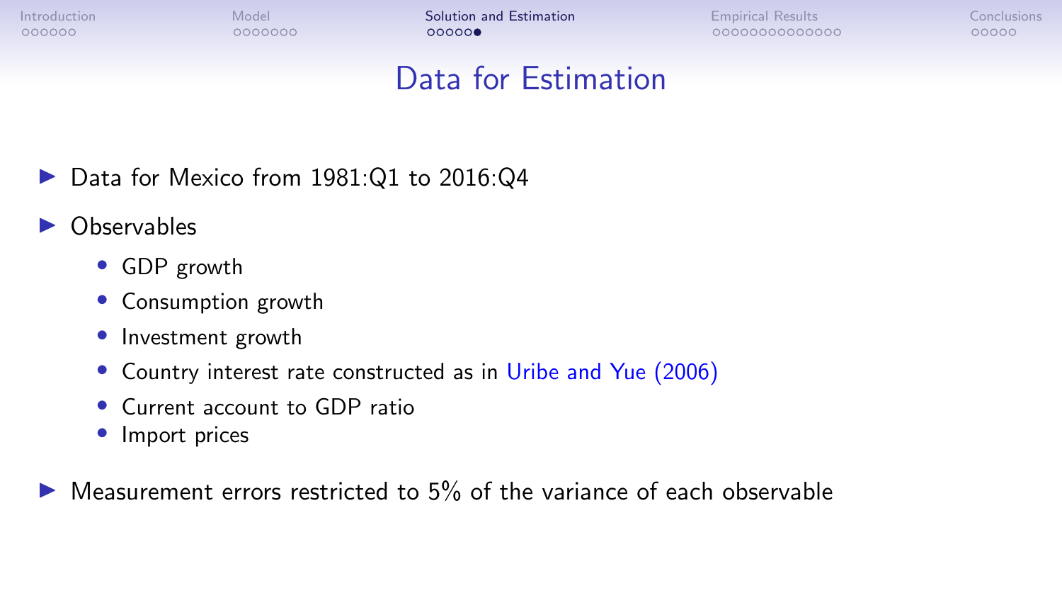# Data for Estimation

- Data for Mexico from 1981:Q1 to 2016:Q4
- Observables
  - GDP growth
  - Consumption growth
  - Investment growth
  - Country interest rate constructed as in Uribe and Yue (2006)
  - Current account to GDP ratio
  - Import prices
- Measurement errors restricted to 5% of the variance of each observable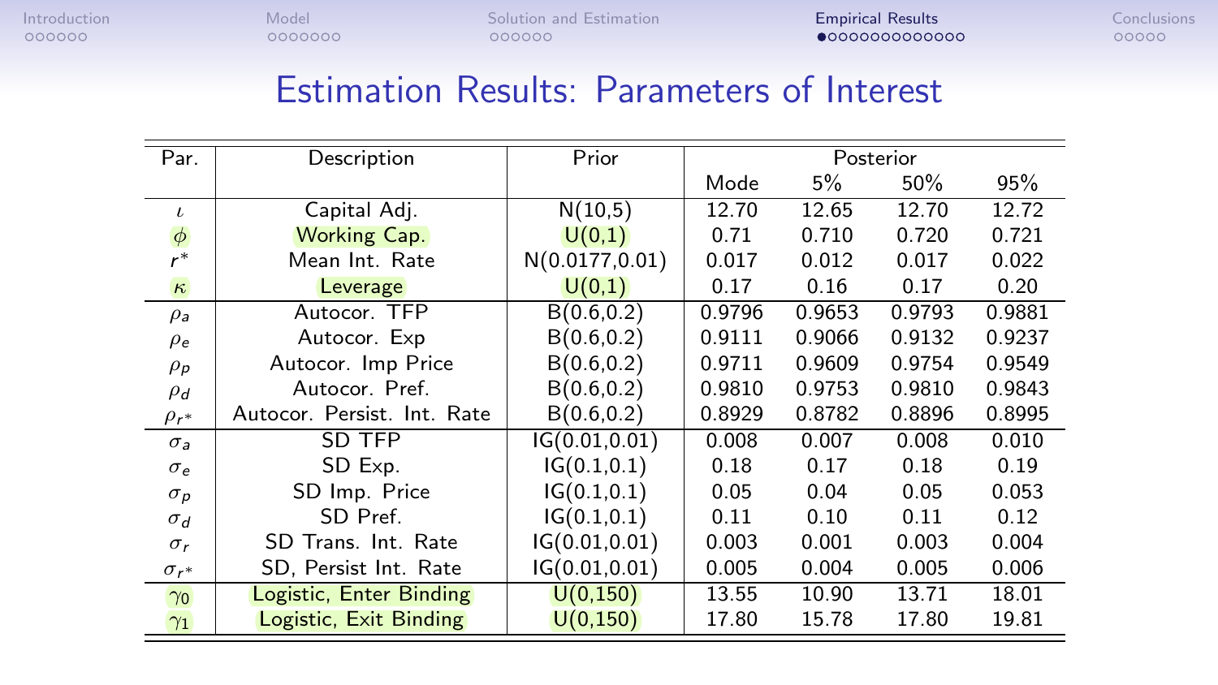# Estimation Results: Parameters of Interest

| Par. | Description | Prior | Posterior | | | |
|---|---|---|---|---|---|---|
| | | | Mode | 5% | 50% | 95% |
| $\iota$ | Capital Adj. | N(10,5) | 12.70 | 12.65 | 12.70 | 12.72 |
| $\phi$ | Working Cap. | U(0,1) | 0.71 | 0.710 | 0.720 | 0.721 |
| $r^*$ | Mean Int. Rate | N(0.0177,0.01) | 0.017 | 0.012 | 0.017 | 0.022 |
| $\kappa$ | Leverage | U(0,1) | 0.17 | 0.16 | 0.17 | 0.20 |
| $\rho_a$ | Autocor. TFP | B(0.6,0.2) | 0.9796 | 0.9653 | 0.9793 | 0.9881 |
| $\rho_e$ | Autocor. Exp | B(0.6,0.2) | 0.9111 | 0.9066 | 0.9132 | 0.9237 |
| $\rho_p$ | Autocor. Imp Price | B(0.6,0.2) | 0.9711 | 0.9609 | 0.9754 | 0.9549 |
| $\rho_d$ | Autocor. Pref. | B(0.6,0.2) | 0.9810 | 0.9753 | 0.9810 | 0.9843 |
| $\rho_{r^*}$ | Autocor. Persist. Int. Rate | B(0.6,0.2) | 0.8929 | 0.8782 | 0.8896 | 0.8995 |
| $\sigma_a$ | SD TFP | IG(0.01,0.01) | 0.008 | 0.007 | 0.008 | 0.010 |
| $\sigma_e$ | SD Exp. | IG(0.1,0.1) | 0.18 | 0.17 | 0.18 | 0.19 |
| $\sigma_p$ | SD Imp. Price | IG(0.1,0.1) | 0.05 | 0.04 | 0.05 | 0.053 |
| $\sigma_d$ | SD Pref. | IG(0.1,0.1) | 0.11 | 0.10 | 0.11 | 0.12 |
| $\sigma_r$ | SD Trans. Int. Rate | IG(0.01,0.01) | 0.003 | 0.001 | 0.003 | 0.004 |
| $\sigma_{r^*}$ | SD, Persist Int. Rate | IG(0.01,0.01) | 0.005 | 0.004 | 0.005 | 0.006 |
| $\gamma_0$ | Logistic, Enter Binding | U(0,150) | 13.55 | 10.90 | 13.71 | 18.01 |
| $\gamma_1$ | Logistic, Exit Binding | U(0,150) | 17.80 | 15.78 | 17.80 | 19.81 |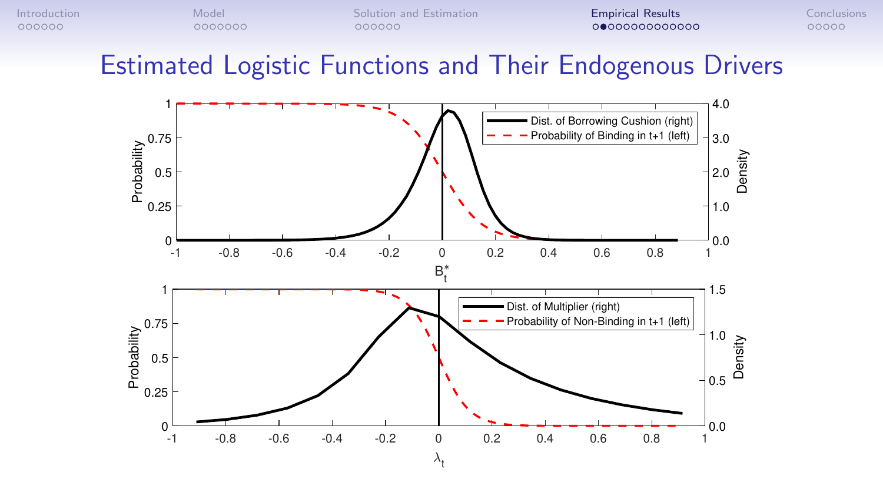# Estimated Logistic Functions and Their Endogenous Drivers

Dist. of Borrowing Cushion (right)

Probability of Binding in t+1 (left)

Probability

Density

$B_t^*$

Dist. of Multiplier (right)

Probability of Non-Binding in t+1 (left)

Probability

Density

$\lambda_t$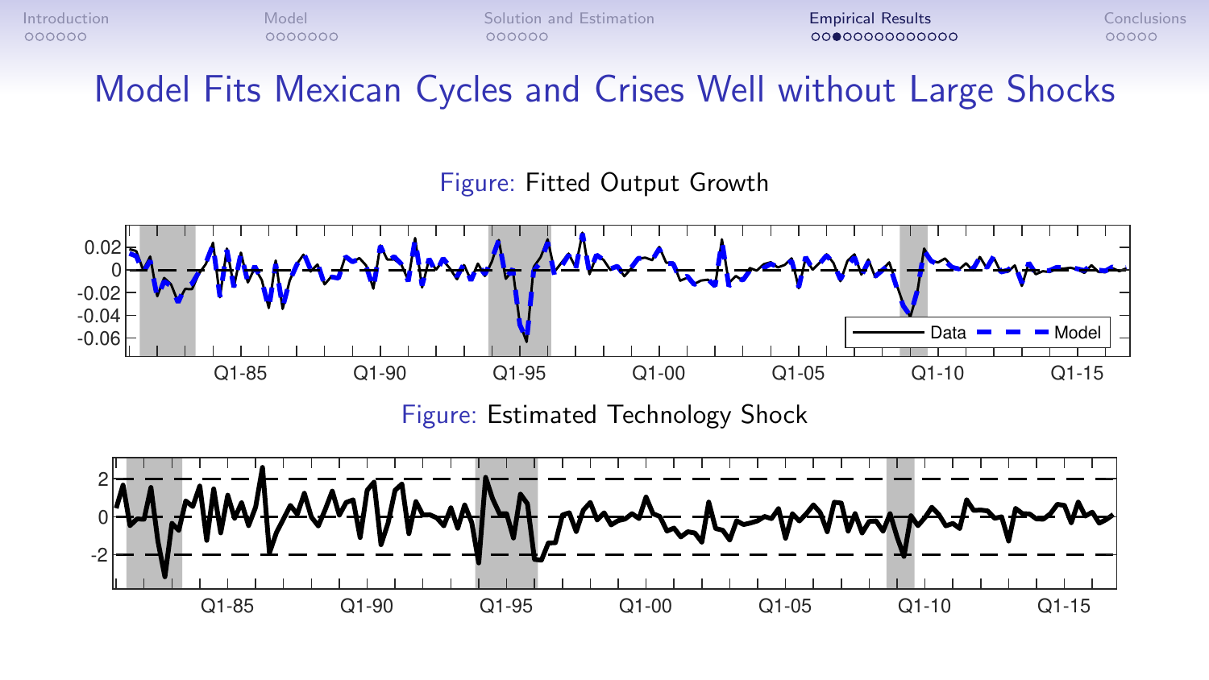# Model Fits Mexican Cycles and Crises Well without Large Shocks

Figure: Fitted Output Growth

Figure: Estimated Technology Shock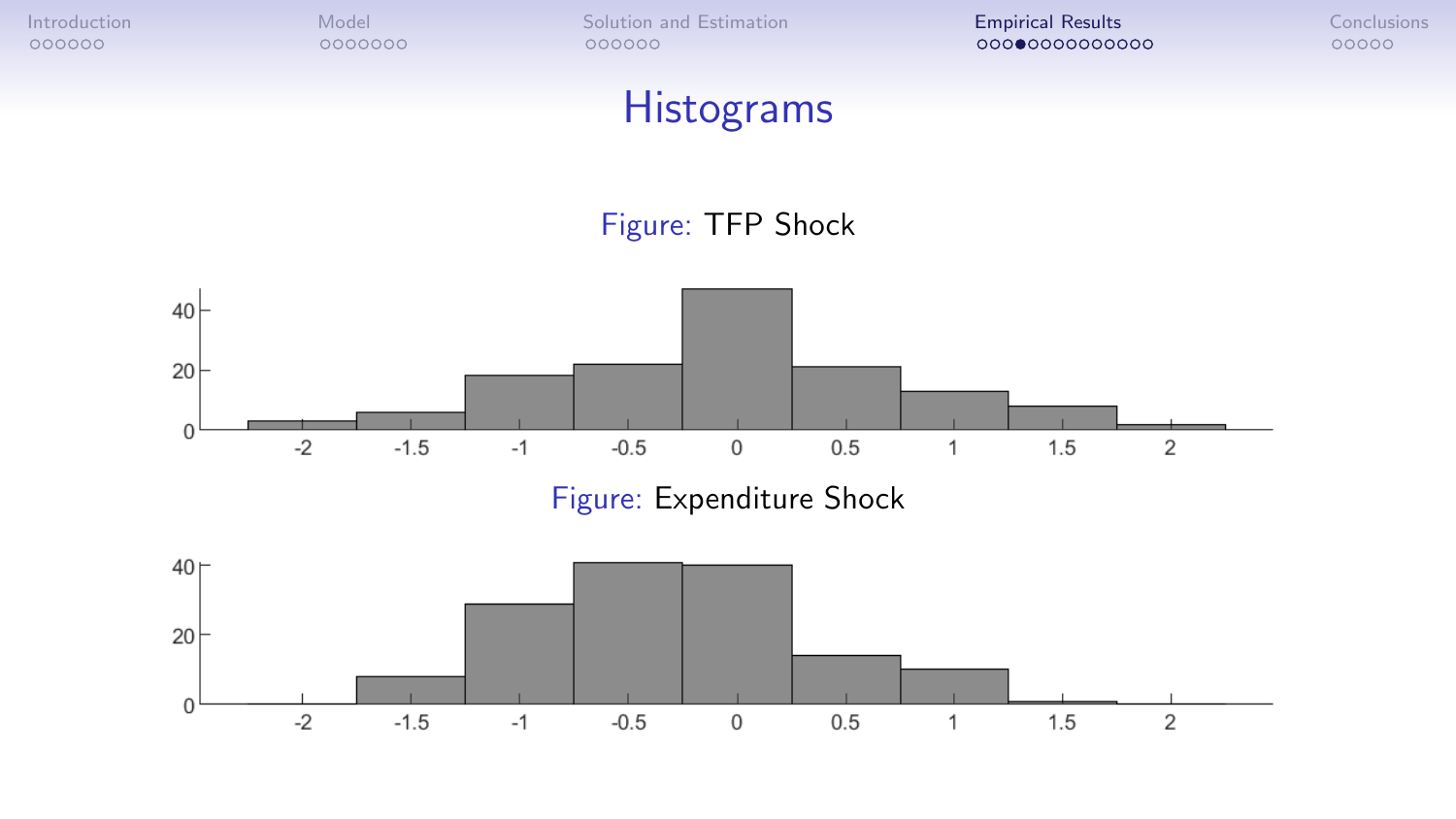# Histograms

Figure: TFP Shock

Figure: Expenditure Shock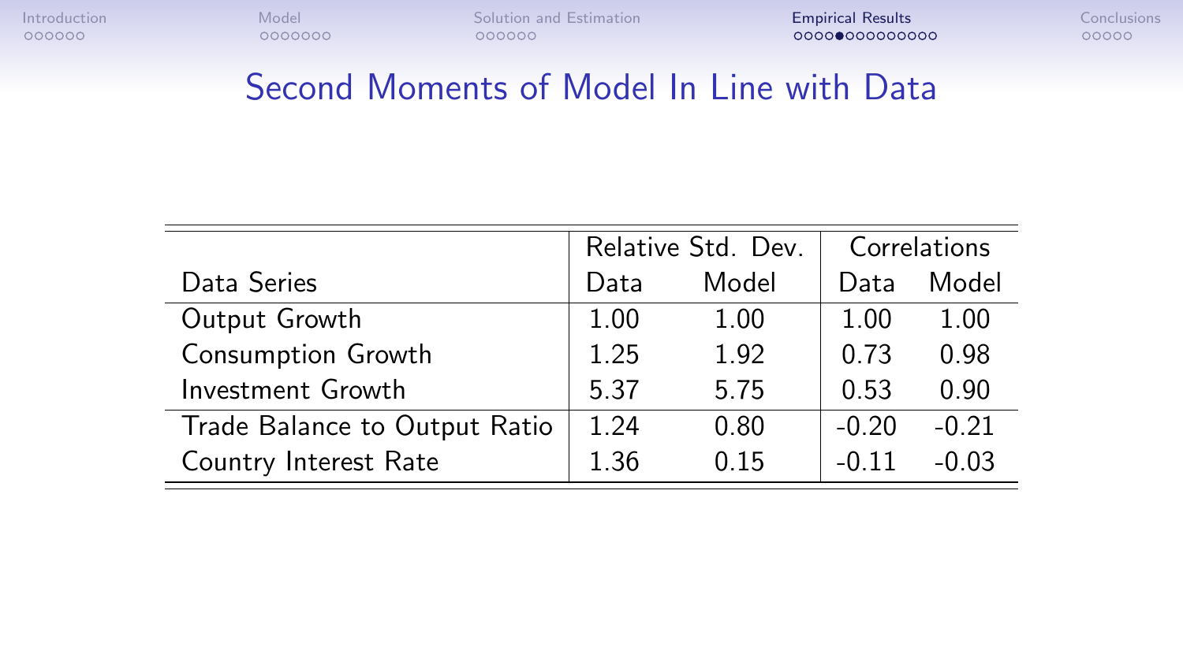# Second Moments of Model In Line with Data

| Data Series | Relative Std. Dev. | | Correlations | |
|---|---|---|---|---|
| | Data | Model | Data | Model |
| Output Growth | 1.00 | 1.00 | 1.00 | 1.00 |
| Consumption Growth | 1.25 | 1.92 | 0.73 | 0.98 |
| Investment Growth | 5.37 | 5.75 | 0.53 | 0.90 |
| Trade Balance to Output Ratio | 1.24 | 0.80 | -0.20 | -0.21 |
| Country Interest Rate | 1.36 | 0.15 | -0.11 | -0.03 |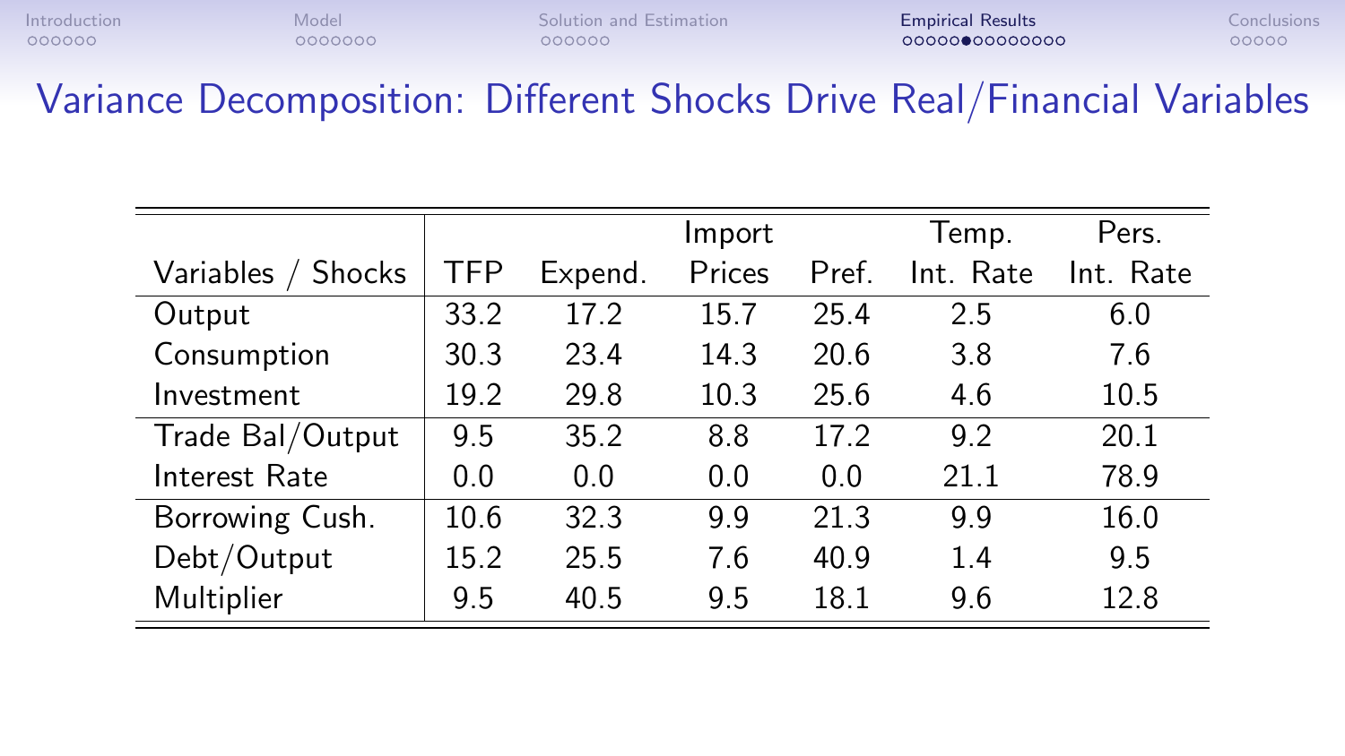# Variance Decomposition: Different Shocks Drive Real/Financial Variables

| Variables / Shocks | TFP | Expend. | Import Prices | Pref. | Temp. Int. Rate | Pers. Int. Rate |
|---|---|---|---|---|---|---|
| Output | 33.2 | 17.2 | 15.7 | 25.4 | 2.5 | 6.0 |
| Consumption | 30.3 | 23.4 | 14.3 | 20.6 | 3.8 | 7.6 |
| Investment | 19.2 | 29.8 | 10.3 | 25.6 | 4.6 | 10.5 |
| Trade Bal/Output | 9.5 | 35.2 | 8.8 | 17.2 | 9.2 | 20.1 |
| Interest Rate | 0.0 | 0.0 | 0.0 | 0.0 | 21.1 | 78.9 |
| Borrowing Cush. | 10.6 | 32.3 | 9.9 | 21.3 | 9.9 | 16.0 |
| Debt/Output | 15.2 | 25.5 | 7.6 | 40.9 | 1.4 | 9.5 |
| Multiplier | 9.5 | 40.5 | 9.5 | 18.1 | 9.6 | 12.8 |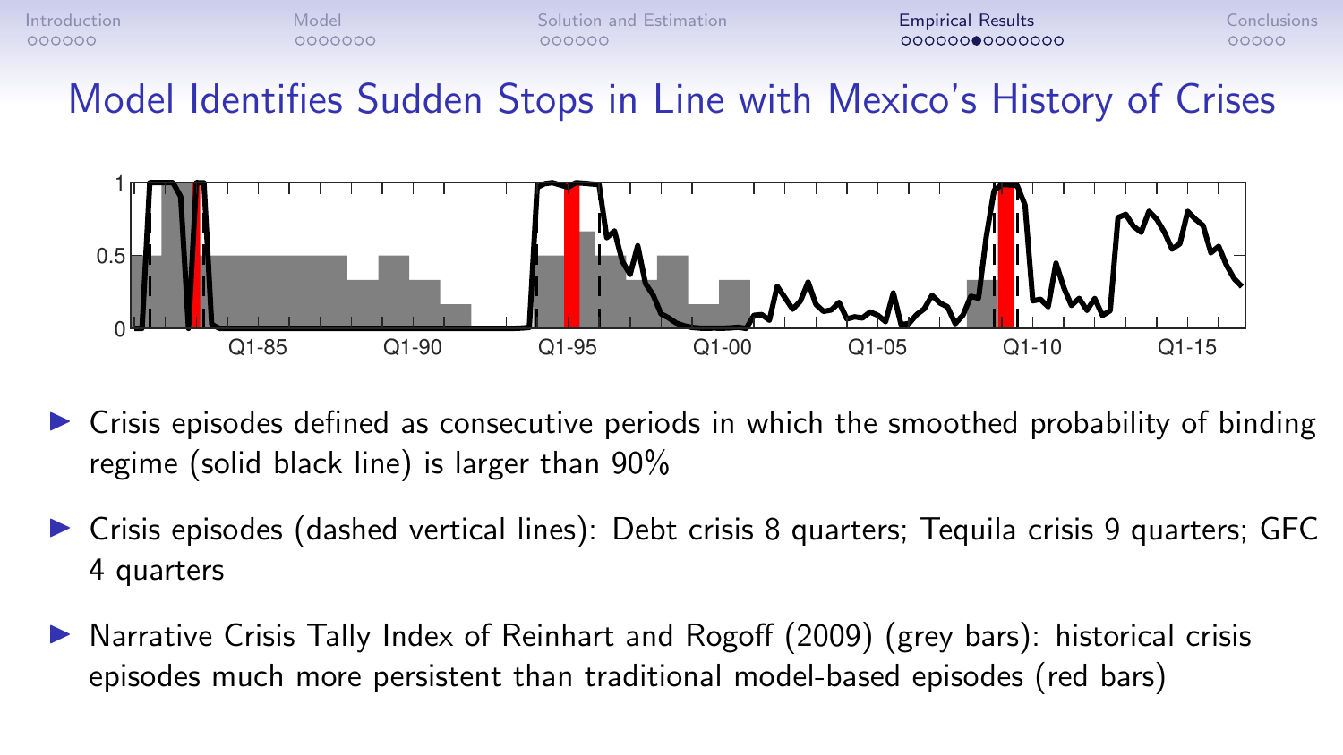# Model Identifies Sudden Stops in Line with Mexico's History of Crises

- Crisis episodes defined as consecutive periods in which the smoothed probability of binding regime (solid black line) is larger than 90%
- Crisis episodes (dashed vertical lines): Debt crisis 8 quarters; Tequila crisis 9 quarters; GFC 4 quarters
- Narrative Crisis Tally Index of Reinhart and Rogoff (2009) (grey bars): historical crisis episodes much more persistent than traditional model-based episodes (red bars)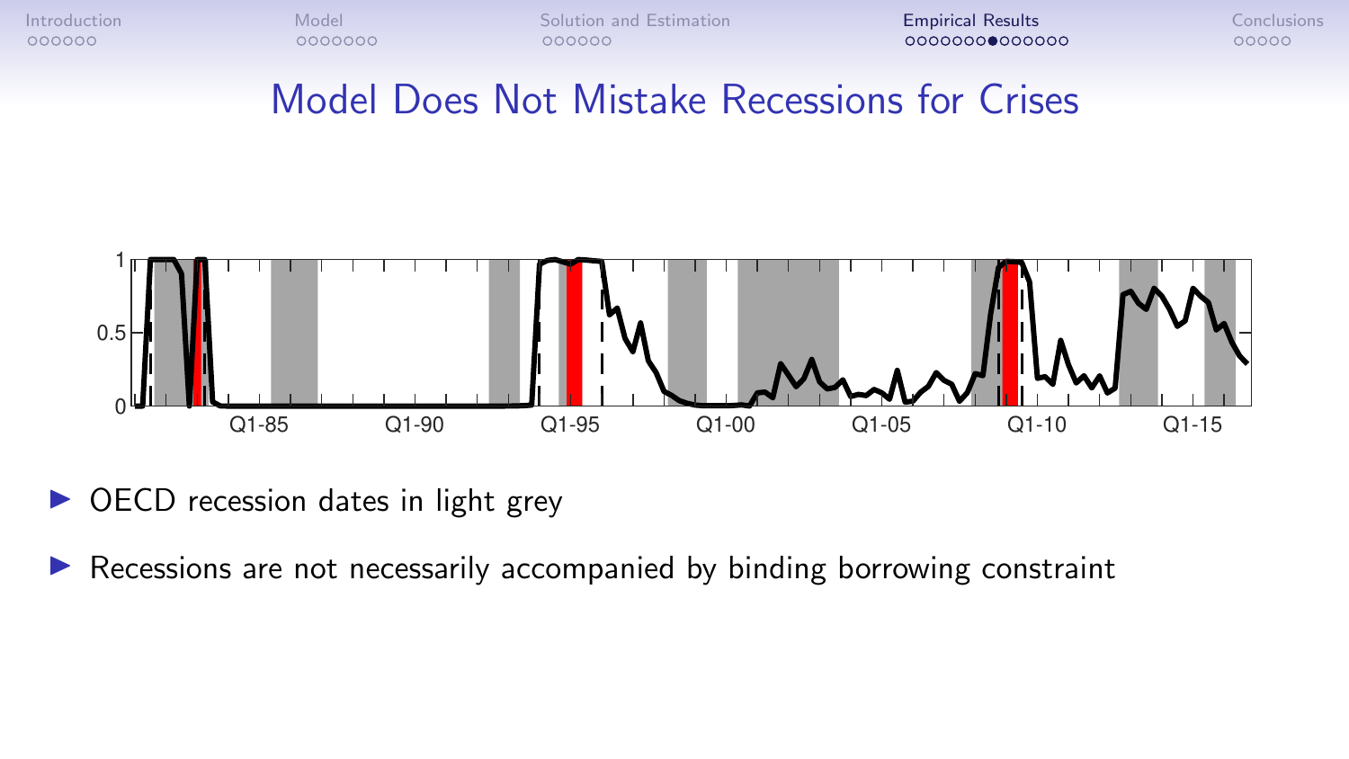# Model Does Not Mistake Recessions for Crises

- OECD recession dates in light grey
- Recessions are not necessarily accompanied by binding borrowing constraint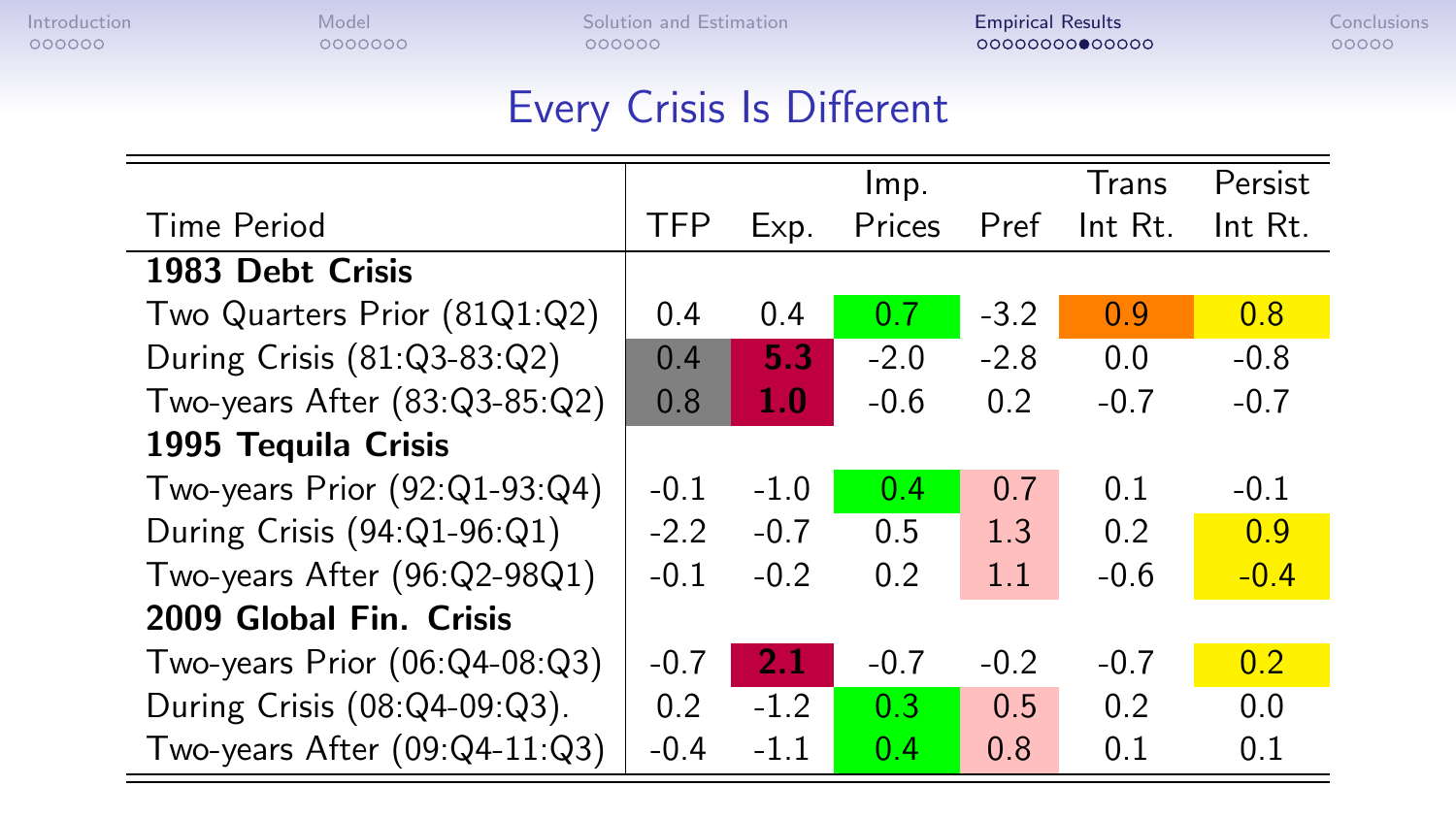# Every Crisis Is Different

| Time Period | TFP | Exp. | Imp. Prices | Pref | Trans Int Rt. | Persist Int Rt. |
|---|---|---|---|---|---|---|
| **1983 Debt Crisis** | | | | | | |
| Two Quarters Prior (81Q1:Q2) | 0.4 | 0.4 | 0.7 | -3.2 | 0.9 | 0.8 |
| During Crisis (81:Q3-83:Q2) | 0.4 | **5.3** | -2.0 | -2.8 | 0.0 | -0.8 |
| Two-years After (83:Q3-85:Q2) | 0.8 | **1.0** | -0.6 | 0.2 | -0.7 | -0.7 |
| **1995 Tequila Crisis** | | | | | | |
| Two-years Prior (92:Q1-93:Q4) | -0.1 | -1.0 | 0.4 | 0.7 | 0.1 | -0.1 |
| During Crisis (94:Q1-96:Q1) | -2.2 | -0.7 | 0.5 | 1.3 | 0.2 | 0.9 |
| Two-years After (96:Q2-98Q1) | -0.1 | -0.2 | 0.2 | 1.1 | -0.6 | -0.4 |
| **2009 Global Fin. Crisis** | | | | | | |
| Two-years Prior (06:Q4-08:Q3) | -0.7 | **2.1** | -0.7 | -0.2 | -0.7 | 0.2 |
| During Crisis (08:Q4-09:Q3). | 0.2 | -1.2 | 0.3 | 0.5 | 0.2 | 0.0 |
| Two-years After (09:Q4-11:Q3) | -0.4 | -1.1 | 0.4 | 0.8 | 0.1 | 0.1 |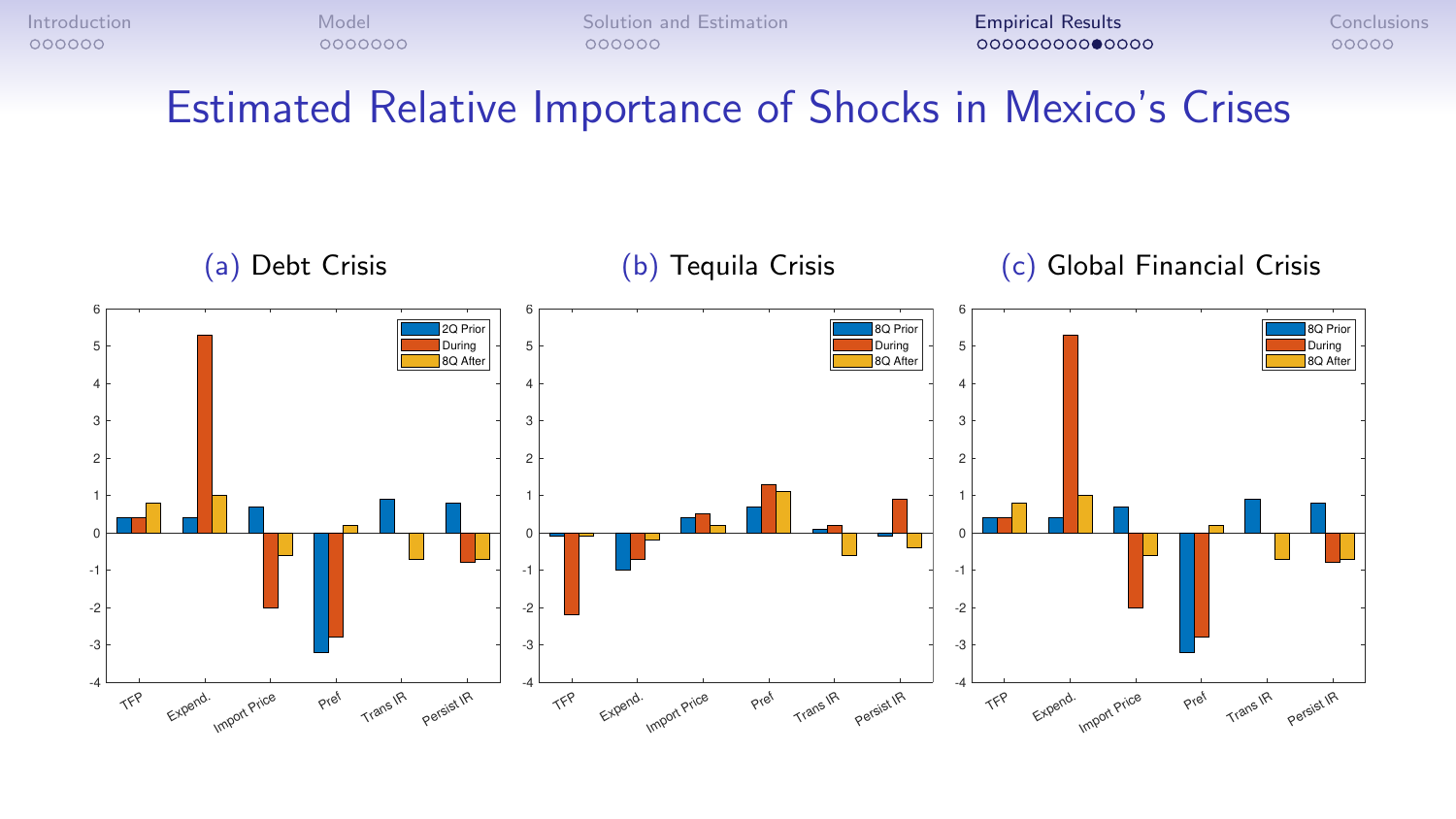# Estimated Relative Importance of Shocks in Mexico's Crises

(a) Debt Crisis

(b) Tequila Crisis

(c) Global Financial Crisis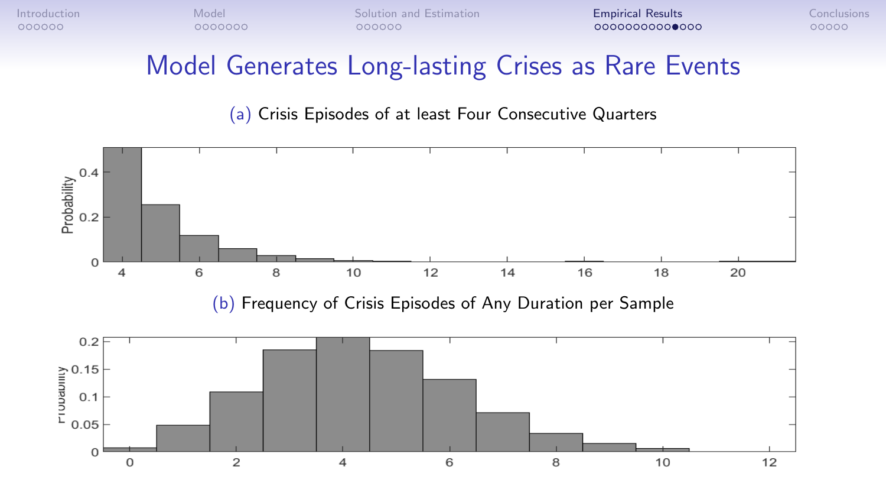# Model Generates Long-lasting Crises as Rare Events

(a) Crisis Episodes of at least Four Consecutive Quarters

(b) Frequency of Crisis Episodes of Any Duration per Sample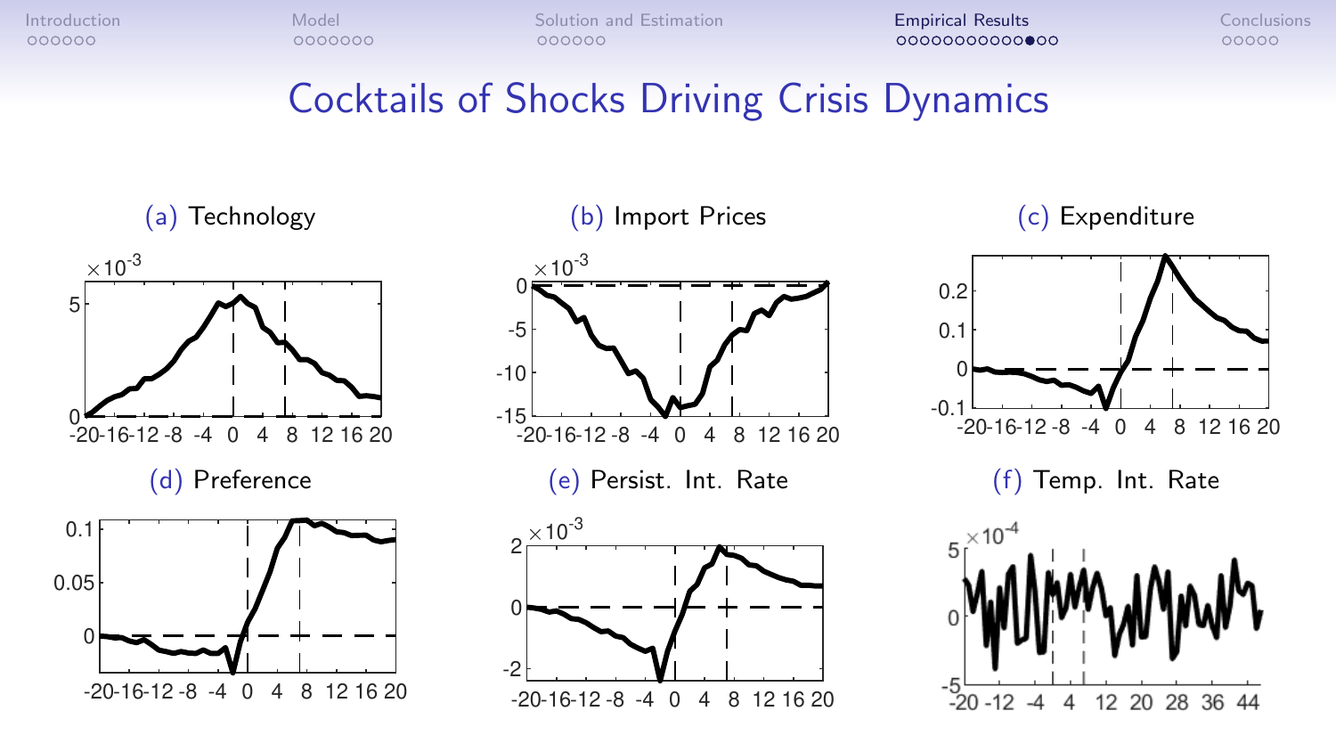# Cocktails of Shocks Driving Crisis Dynamics

(a) Technology

(b) Import Prices

(c) Expenditure

(d) Preference

(e) Persist. Int. Rate

(f) Temp. Int. Rate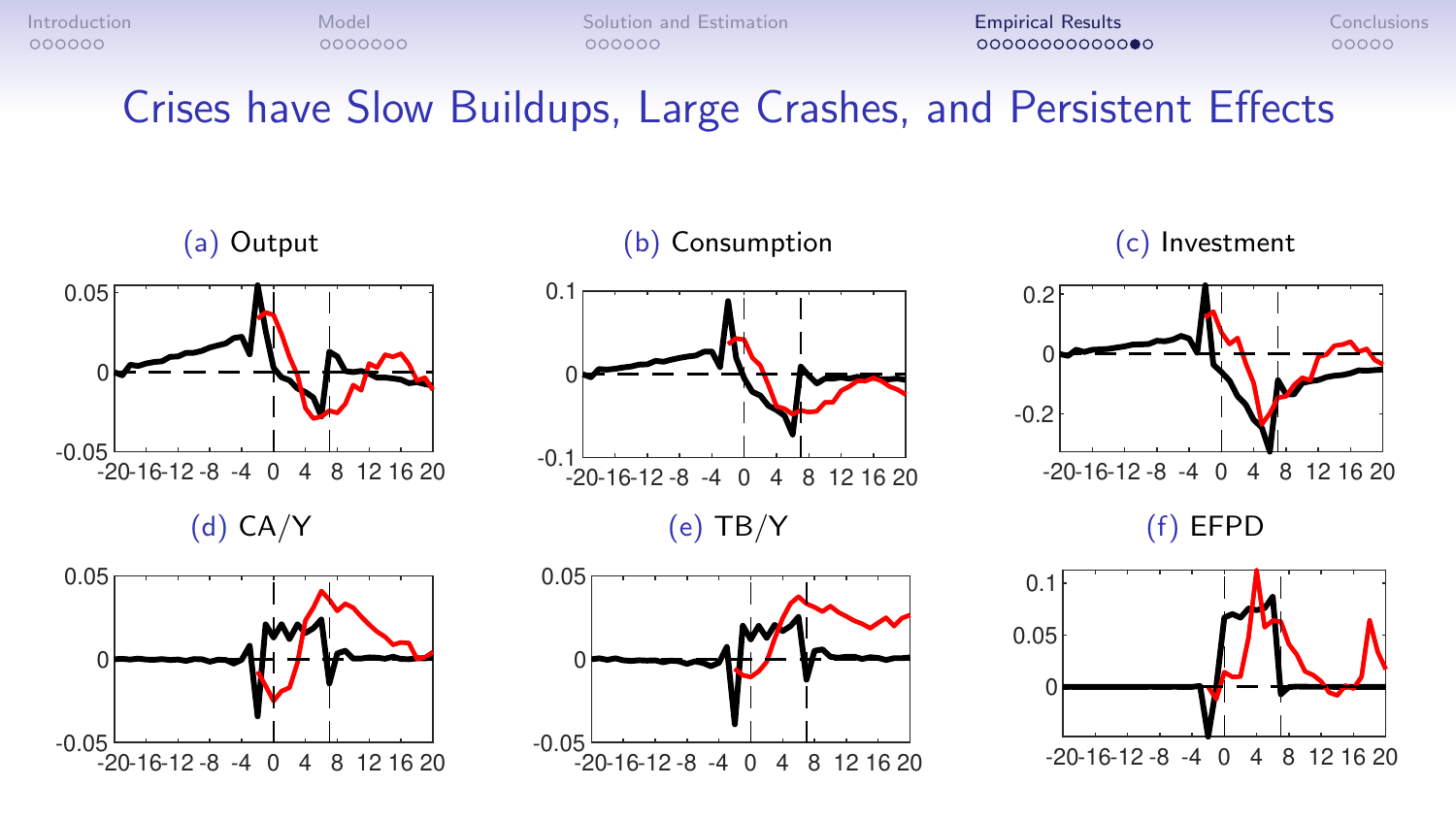# Crises have Slow Buildups, Large Crashes, and Persistent Effects

(a) Output

(b) Consumption

(c) Investment

(d) CA/Y

(e) TB/Y

(f) EFPD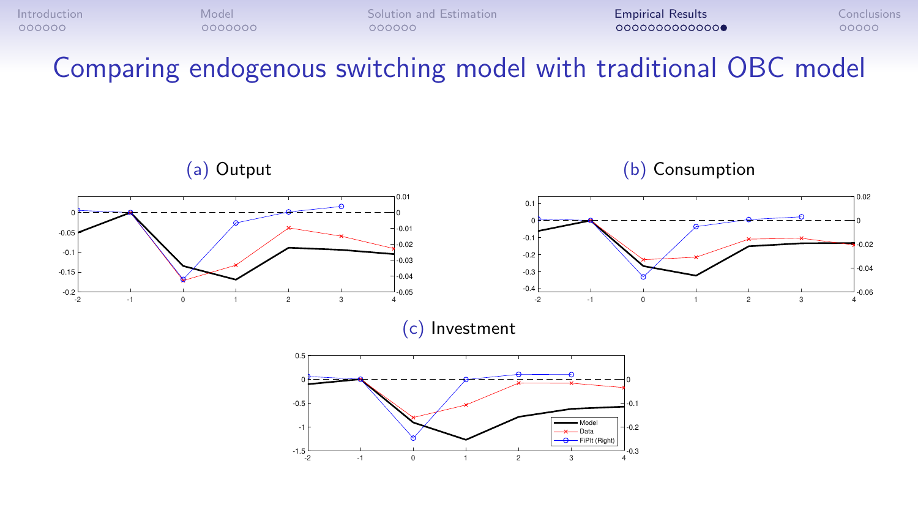# Comparing endogenous switching model with traditional OBC model

(a) Output

(b) Consumption

(c) Investment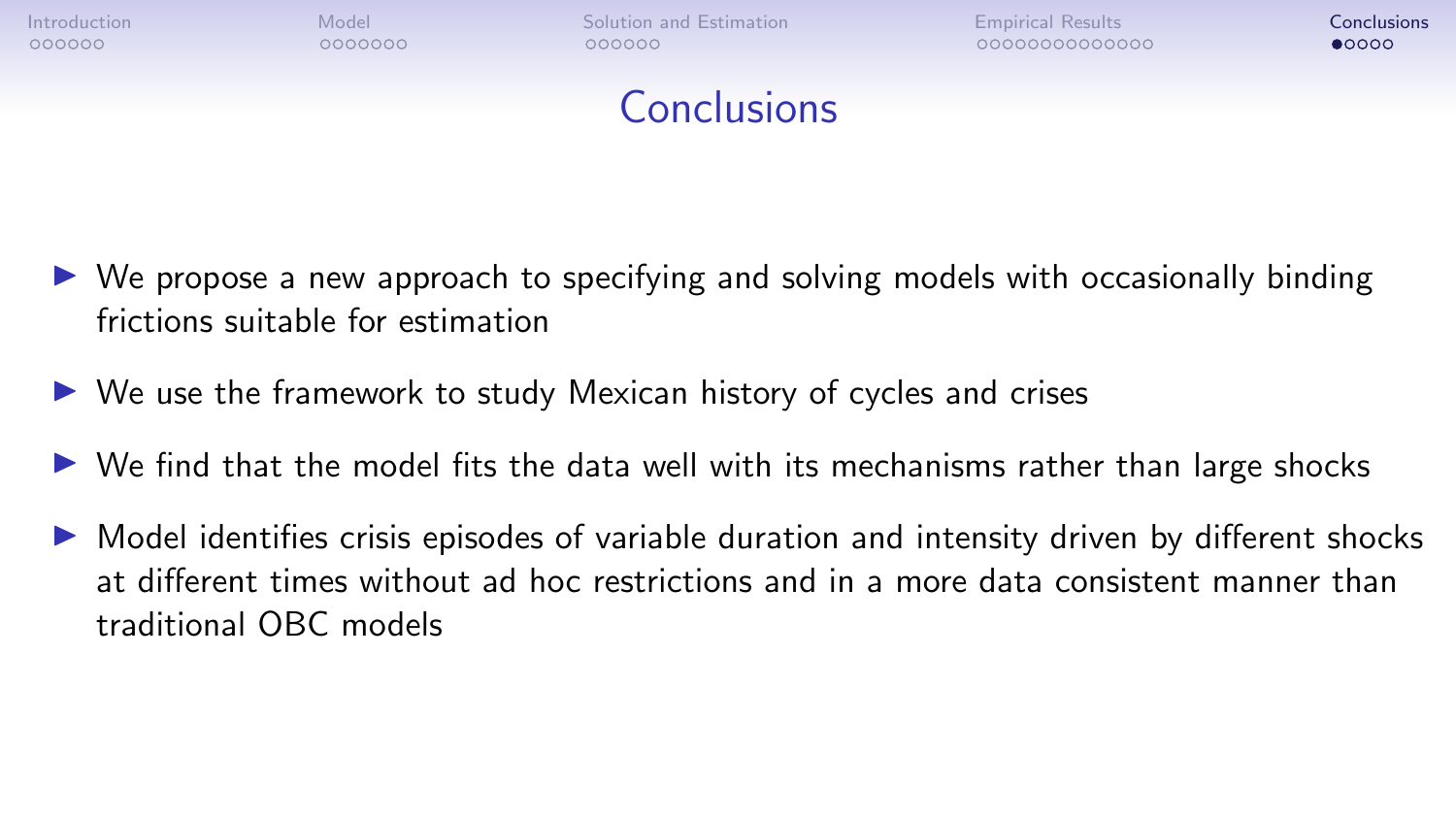# Conclusions

- We propose a new approach to specifying and solving models with occasionally binding frictions suitable for estimation
- We use the framework to study Mexican history of cycles and crises
- We find that the model fits the data well with its mechanisms rather than large shocks
- Model identifies crisis episodes of variable duration and intensity driven by different shocks at different times without ad hoc restrictions and in a more data consistent manner than traditional OBC models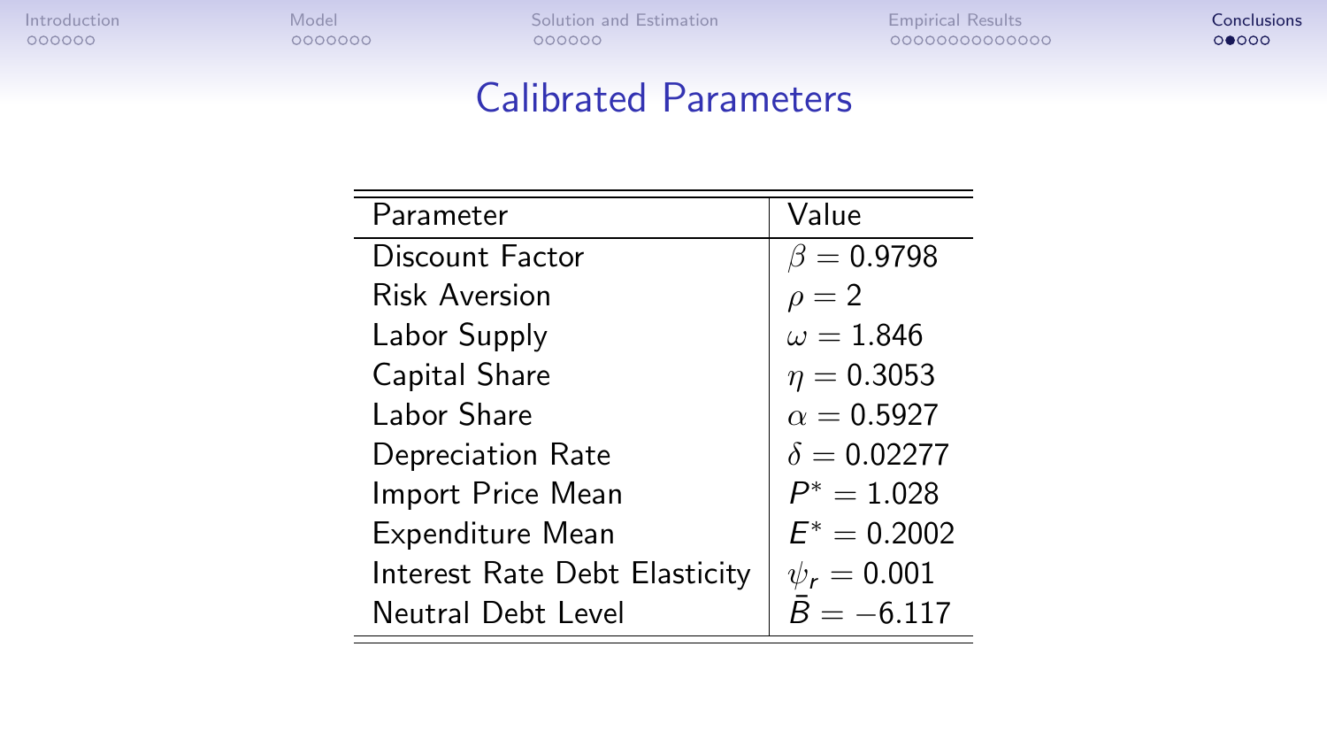# Calibrated Parameters

| Parameter | Value |
|---|---|
| Discount Factor | $\beta = 0.9798$ |
| Risk Aversion | $\rho = 2$ |
| Labor Supply | $\omega = 1.846$ |
| Capital Share | $\eta = 0.3053$ |
| Labor Share | $\alpha = 0.5927$ |
| Depreciation Rate | $\delta = 0.02277$ |
| Import Price Mean | $P^* = 1.028$ |
| Expenditure Mean | $E^* = 0.2002$ |
| Interest Rate Debt Elasticity | $\psi_r = 0.001$ |
| Neutral Debt Level | $\bar{B} = -6.117$ |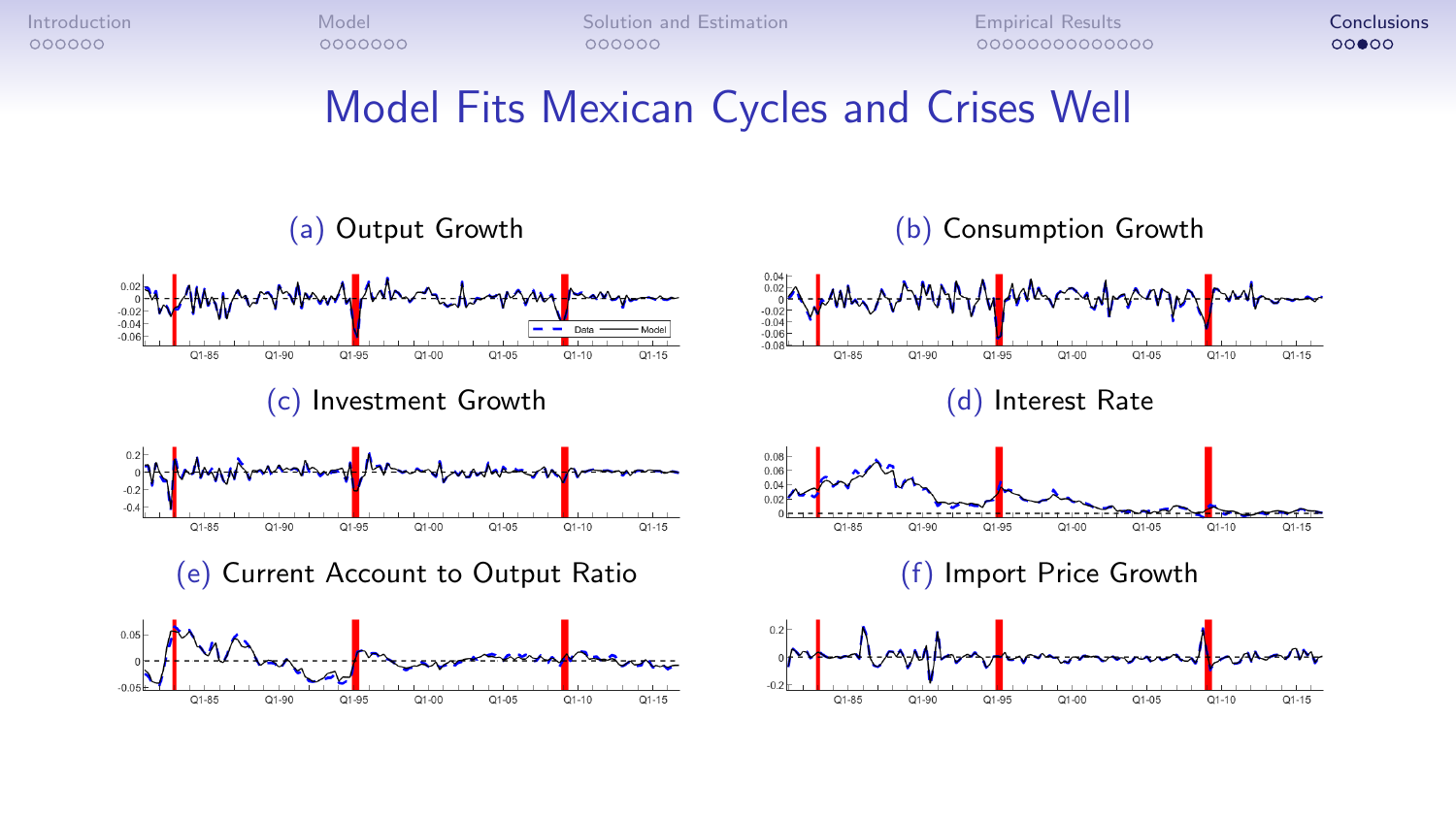# Model Fits Mexican Cycles and Crises Well

(a) Output Growth

(b) Consumption Growth

(c) Investment Growth

(d) Interest Rate

(e) Current Account to Output Ratio

(f) Import Price Growth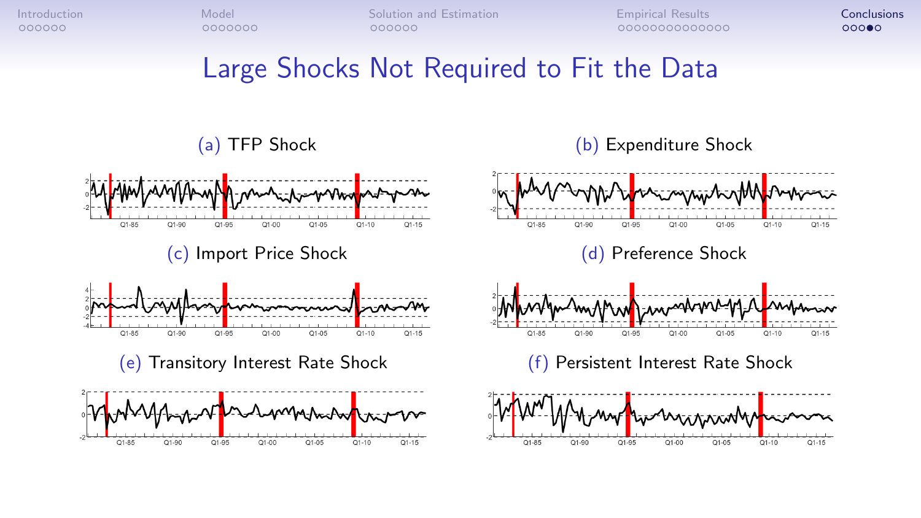# Large Shocks Not Required to Fit the Data

(a) TFP Shock

(b) Expenditure Shock

(c) Import Price Shock

(d) Preference Shock

(e) Transitory Interest Rate Shock

(f) Persistent Interest Rate Shock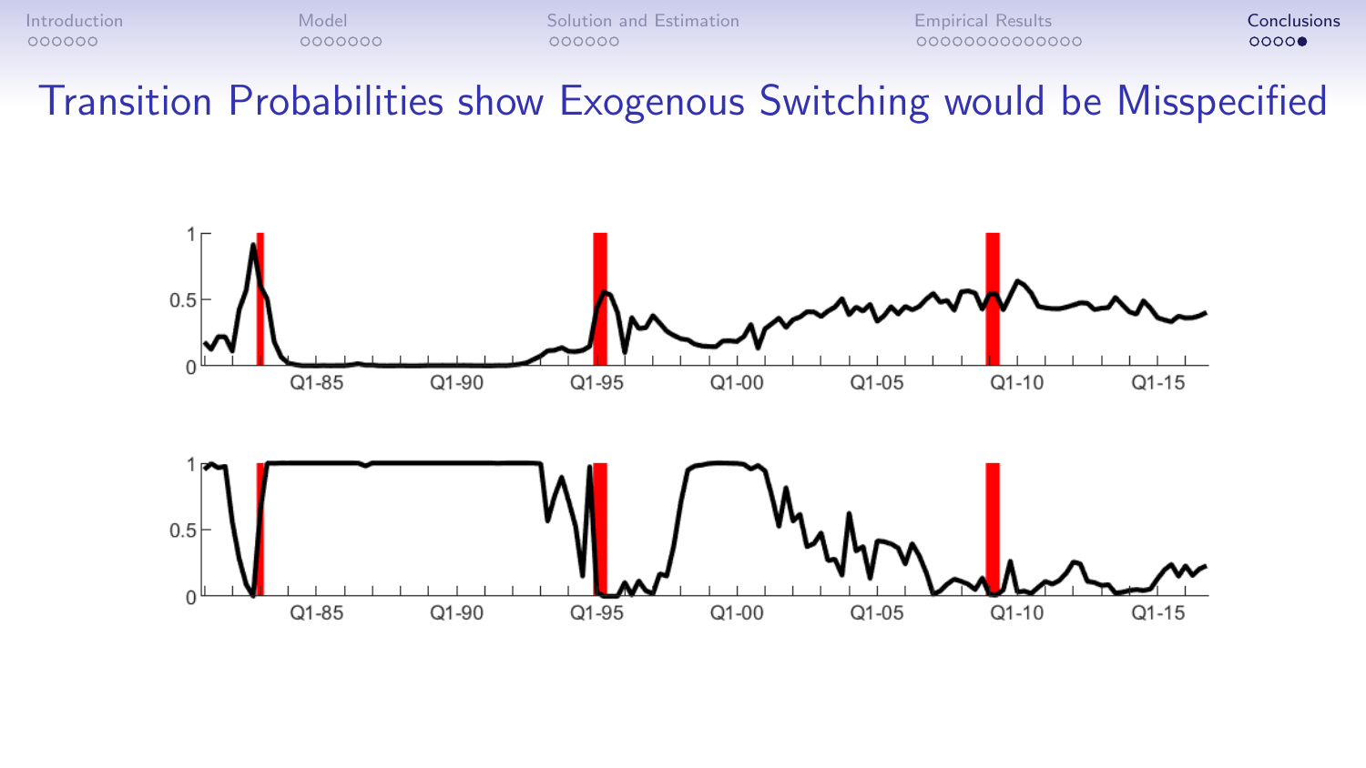# Transition Probabilities show Exogenous Switching would be Misspecified

1
0.5
0
Q1-85
Q1-90
Q1-95
Q1-00
Q1-05
Q1-10
Q1-15

1
0.5
0
Q1-85
Q1-90
Q1-95
Q1-00
Q1-05
Q1-10
Q1-15